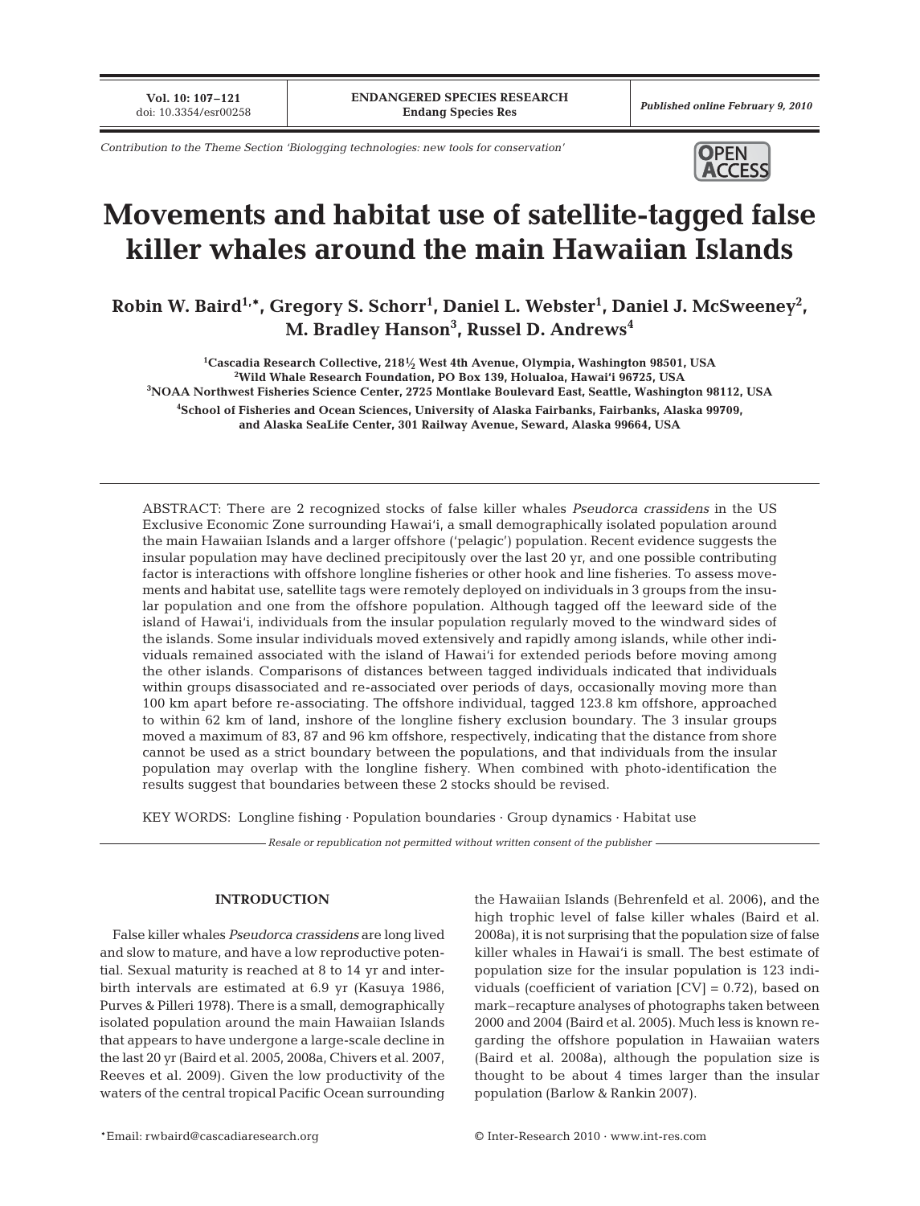Contribution to the Theme Section 'Biologging technologies: new tools for conservation'

# Movements and habitat use of satellite-tagged false killer whales around the main Hawaiian Islands

**Robin W. Baird[1,*], Gregory S. Schorr[1], Daniel L. Webster[1], Daniel J. McSweeney[2], M. Bradley Hanson[3], Russel D. Andrews[4]**

[1]Cascadia Research Collective, 218½ West 4th Avenue, Olympia, Washington 98501, USA
[2]Wild Whale Research Foundation, PO Box 139, Holualoa, Hawaiʻi 96725, USA
[3]NOAA Northwest Fisheries Science Center, 2725 Montlake Boulevard East, Seattle, Washington 98112, USA
[4]School of Fisheries and Ocean Sciences, University of Alaska Fairbanks, Fairbanks, Alaska 99709, and Alaska SeaLife Center, 301 Railway Avenue, Seward, Alaska 99664, USA

ABSTRACT: There are 2 recognized stocks of false killer whales *Pseudorca crassidens* in the US Exclusive Economic Zone surrounding Hawaiʻi, a small demographically isolated population around the main Hawaiian Islands and a larger offshore ('pelagic') population. Recent evidence suggests the insular population may have declined precipitously over the last 20 yr, and one possible contributing factor is interactions with offshore longline fisheries or other hook and line fisheries. To assess movements and habitat use, satellite tags were remotely deployed on individuals in 3 groups from the insular population and one from the offshore population. Although tagged off the leeward side of the island of Hawaiʻi, individuals from the insular population regularly moved to the windward sides of the islands. Some insular individuals moved extensively and rapidly among islands, while other individuals remained associated with the island of Hawaiʻi for extended periods before moving among the other islands. Comparisons of distances between tagged individuals indicated that individuals within groups disassociated and re-associated over periods of days, occasionally moving more than 100 km apart before re-associating. The offshore individual, tagged 123.8 km offshore, approached to within 62 km of land, inshore of the longline fishery exclusion boundary. The 3 insular groups moved a maximum of 83, 87 and 96 km offshore, respectively, indicating that the distance from shore cannot be used as a strict boundary between the populations, and that individuals from the insular population may overlap with the longline fishery. When combined with photo-identification the results suggest that boundaries between these 2 stocks should be revised.

KEY WORDS: Longline fishing · Population boundaries · Group dynamics · Habitat use

*Resale or republication not permitted without written consent of the publisher*

## INTRODUCTION

False killer whales *Pseudorca crassidens* are long lived and slow to mature, and have a low reproductive potential. Sexual maturity is reached at 8 to 14 yr and interbirth intervals are estimated at 6.9 yr (Kasuya 1986, Purves & Pilleri 1978). There is a small, demographically isolated population around the main Hawaiian Islands that appears to have undergone a large-scale decline in the last 20 yr (Baird et al. 2005, 2008a, Chivers et al. 2007, Reeves et al. 2009). Given the low productivity of the waters of the central tropical Pacific Ocean surrounding the Hawaiian Islands (Behrenfeld et al. 2006), and the high trophic level of false killer whales (Baird et al. 2008a), it is not surprising that the population size of false killer whales in Hawaiʻi is small. The best estimate of population size for the insular population is 123 individuals (coefficient of variation [CV] = 0.72), based on mark–recapture analyses of photographs taken between 2000 and 2004 (Baird et al. 2005). Much less is known regarding the offshore population in Hawaiian waters (Baird et al. 2008a), although the population size is thought to be about 4 times larger than the insular population (Barlow & Rankin 2007).

*Email: rwbaird@cascadiaresearch.org

© Inter-Research 2010 · www.int-res.com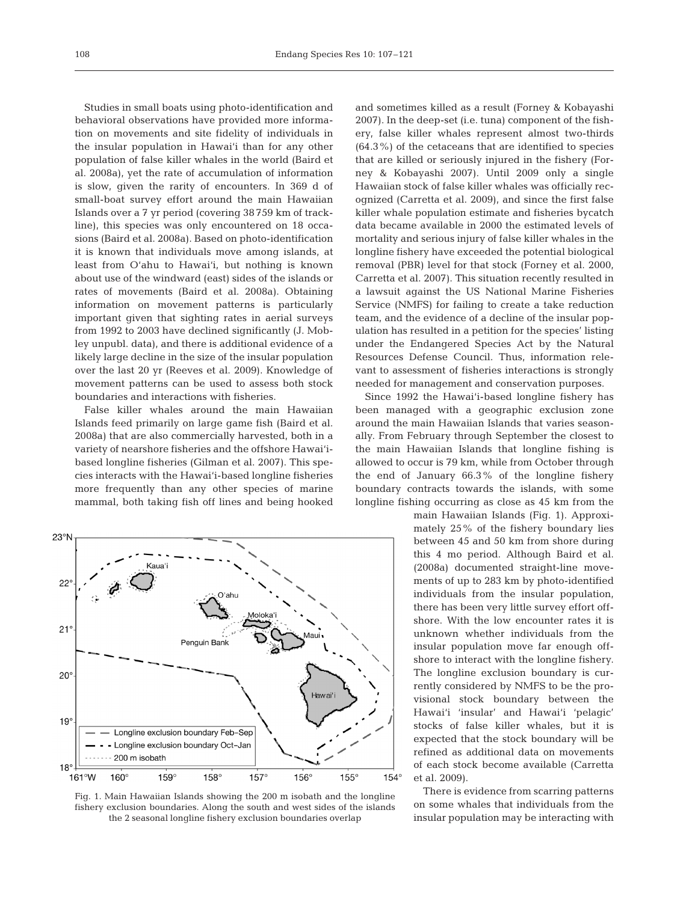Studies in small boats using photo-identification and behavioral observations have provided more information on movements and site fidelity of individuals in the insular population in Hawai'i than for any other population of false killer whales in the world (Baird et al. 2008a), yet the rate of accumulation of information is slow, given the rarity of encounters. In 369 d of small-boat survey effort around the main Hawaiian Islands over a 7 yr period (covering 38 759 km of trackline), this species was only encountered on 18 occasions (Baird et al. 2008a). Based on photo-identification it is known that individuals move among islands, at least from O'ahu to Hawai'i, but nothing is known about use of the windward (east) sides of the islands or rates of movements (Baird et al. 2008a). Obtaining information on movement patterns is particularly important given that sighting rates in aerial surveys from 1992 to 2003 have declined significantly (J. Mobley unpubl. data), and there is additional evidence of a likely large decline in the size of the insular population over the last 20 yr (Reeves et al. 2009). Knowledge of movement patterns can be used to assess both stock boundaries and interactions with fisheries.

False killer whales around the main Hawaiian Islands feed primarily on large game fish (Baird et al. 2008a) that are also commercially harvested, both in a variety of nearshore fisheries and the offshore Hawai'i-based longline fisheries (Gilman et al. 2007). This species interacts with the Hawai'i-based longline fisheries more frequently than any other species of marine mammal, both taking fish off lines and being hooked and sometimes killed as a result (Forney & Kobayashi 2007). In the deep-set (i.e. tuna) component of the fishery, false killer whales represent almost two-thirds (64.3%) of the cetaceans that are identified to species that are killed or seriously injured in the fishery (Forney & Kobayashi 2007). Until 2009 only a single Hawaiian stock of false killer whales was officially recognized (Carretta et al. 2009), and since the first false killer whale population estimate and fisheries bycatch data became available in 2000 the estimated levels of mortality and serious injury of false killer whales in the longline fishery have exceeded the potential biological removal (PBR) level for that stock (Forney et al. 2000, Carretta et al. 2007). This situation recently resulted in a lawsuit against the US National Marine Fisheries Service (NMFS) for failing to create a take reduction team, and the evidence of a decline of the insular population has resulted in a petition for the species' listing under the Endangered Species Act by the Natural Resources Defense Council. Thus, information relevant to assessment of fisheries interactions is strongly needed for management and conservation purposes.

Since 1992 the Hawai'i-based longline fishery has been managed with a geographic exclusion zone around the main Hawaiian Islands that varies seasonally. From February through September the closest to the main Hawaiian Islands that longline fishing is allowed to occur is 79 km, while from October through the end of January 66.3% of the longline fishery boundary contracts towards the islands, with some longline fishing occurring as close as 45 km from the main Hawaiian Islands (Fig. 1). Approximately 25% of the fishery boundary lies between 45 and 50 km from shore during this 4 mo period. Although Baird et al. (2008a) documented straight-line movements of up to 283 km by photo-identified individuals from the insular population, there has been very little survey effort offshore. With the low encounter rates it is unknown whether individuals from the insular population move far enough offshore to interact with the longline fishery. The longline exclusion boundary is currently considered by NMFS to be the provisional stock boundary between the Hawai'i 'insular' and Hawai'i 'pelagic' stocks of false killer whales, but it is expected that the stock boundary will be refined as additional data on movements of each stock become available (Carretta et al. 2009).

Fig. 1. Main Hawaiian Islands showing the 200 m isobath and the longline fishery exclusion boundaries. Along the south and west sides of the islands the 2 seasonal longline fishery exclusion boundaries overlap

There is evidence from scarring patterns on some whales that individuals from the insular population may be interacting with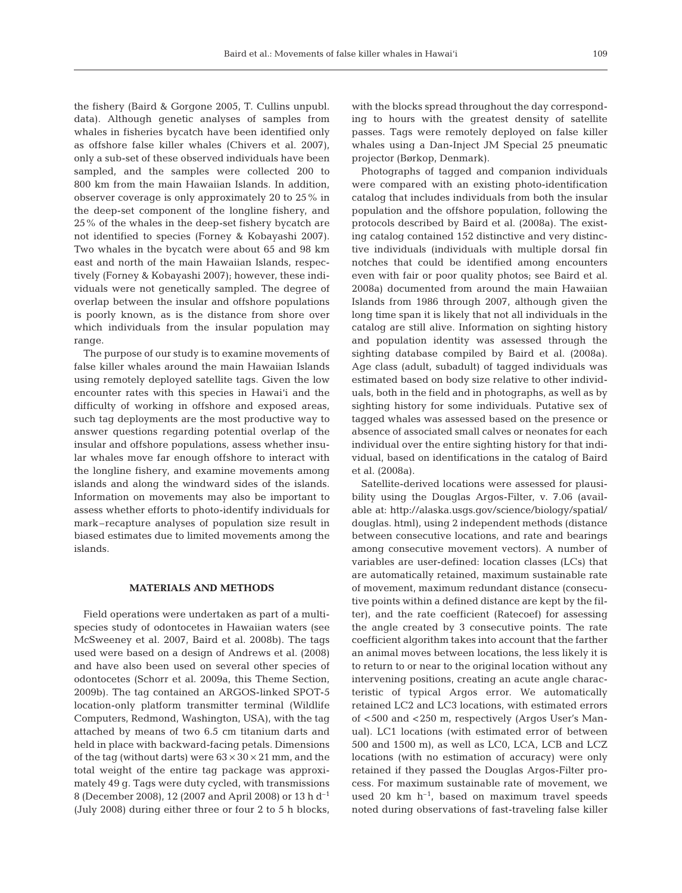the fishery (Baird & Gorgone 2005, T. Cullins unpubl. data). Although genetic analyses of samples from whales in fisheries bycatch have been identified only as offshore false killer whales (Chivers et al. 2007), only a sub-set of these observed individuals have been sampled, and the samples were collected 200 to 800 km from the main Hawaiian Islands. In addition, observer coverage is only approximately 20 to 25% in the deep-set component of the longline fishery, and 25% of the whales in the deep-set fishery bycatch are not identified to species (Forney & Kobayashi 2007). Two whales in the bycatch were about 65 and 98 km east and north of the main Hawaiian Islands, respectively (Forney & Kobayashi 2007); however, these individuals were not genetically sampled. The degree of overlap between the insular and offshore populations is poorly known, as is the distance from shore over which individuals from the insular population may range.

The purpose of our study is to examine movements of false killer whales around the main Hawaiian Islands using remotely deployed satellite tags. Given the low encounter rates with this species in Hawai'i and the difficulty of working in offshore and exposed areas, such tag deployments are the most productive way to answer questions regarding potential overlap of the insular and offshore populations, assess whether insular whales move far enough offshore to interact with the longline fishery, and examine movements among islands and along the windward sides of the islands. Information on movements may also be important to assess whether efforts to photo-identify individuals for mark–recapture analyses of population size result in biased estimates due to limited movements among the islands.

## MATERIALS AND METHODS

Field operations were undertaken as part of a multi-species study of odontocetes in Hawaiian waters (see McSweeney et al. 2007, Baird et al. 2008b). The tags used were based on a design of Andrews et al. (2008) and have also been used on several other species of odontocetes (Schorr et al. 2009a, this Theme Section, 2009b). The tag contained an ARGOS-linked SPOT-5 location-only platform transmitter terminal (Wildlife Computers, Redmond, Washington, USA), with the tag attached by means of two 6.5 cm titanium darts and held in place with backward-facing petals. Dimensions of the tag (without darts) were $63 \times 30 \times 21$ mm, and the total weight of the entire tag package was approximately 49 g. Tags were duty cycled, with transmissions 8 (December 2008), 12 (2007 and April 2008) or 13 h $d^{-1}$ (July 2008) during either three or four 2 to 5 h blocks, with the blocks spread throughout the day corresponding to hours with the greatest density of satellite passes. Tags were remotely deployed on false killer whales using a Dan-Inject JM Special 25 pneumatic projector (Børkop, Denmark).

Photographs of tagged and companion individuals were compared with an existing photo-identification catalog that includes individuals from both the insular population and the offshore population, following the protocols described by Baird et al. (2008a). The existing catalog contained 152 distinctive and very distinctive individuals (individuals with multiple dorsal fin notches that could be identified among encounters even with fair or poor quality photos; see Baird et al. 2008a) documented from around the main Hawaiian Islands from 1986 through 2007, although given the long time span it is likely that not all individuals in the catalog are still alive. Information on sighting history and population identity was assessed through the sighting database compiled by Baird et al. (2008a). Age class (adult, subadult) of tagged individuals was estimated based on body size relative to other individuals, both in the field and in photographs, as well as by sighting history for some individuals. Putative sex of tagged whales was assessed based on the presence or absence of associated small calves or neonates for each individual over the entire sighting history for that individual, based on identifications in the catalog of Baird et al. (2008a).

Satellite-derived locations were assessed for plausibility using the Douglas Argos-Filter, v. 7.06 (available at: http://alaska.usgs.gov/science/biology/spatial/douglas.html), using 2 independent methods (distance between consecutive locations, and rate and bearings among consecutive movement vectors). A number of variables are user-defined: location classes (LCs) that are automatically retained, maximum sustainable rate of movement, maximum redundant distance (consecutive points within a defined distance are kept by the filter), and the rate coefficient (Ratecoef) for assessing the angle created by 3 consecutive points. The rate coefficient algorithm takes into account that the farther an animal moves between locations, the less likely it is to return to or near to the original location without any intervening positions, creating an acute angle characteristic of typical Argos error. We automatically retained LC2 and LC3 locations, with estimated errors of <500 and <250 m, respectively (Argos User's Manual). LC1 locations (with estimated error of between 500 and 1500 m), as well as LC0, LCA, LCB and LCZ locations (with no estimation of accuracy) were only retained if they passed the Douglas Argos-Filter process. For maximum sustainable rate of movement, we used 20 km $h^{-1}$, based on maximum travel speeds noted during observations of fast-traveling false killer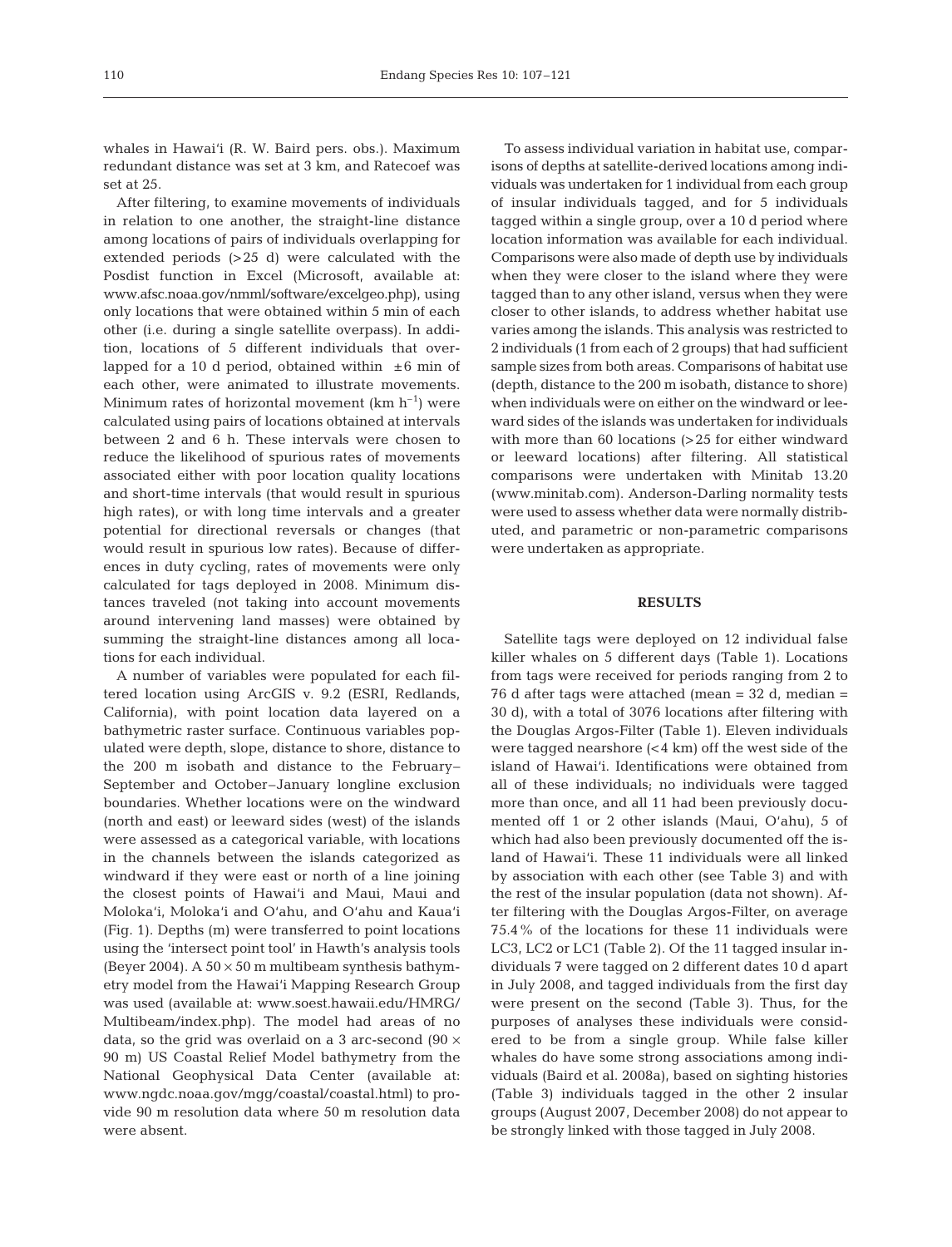whales in Hawai'i (R. W. Baird pers. obs.). Maximum redundant distance was set at 3 km, and Ratecoef was set at 25.

After filtering, to examine movements of individuals in relation to one another, the straight-line distance among locations of pairs of individuals overlapping for extended periods (>25 d) were calculated with the Posdist function in Excel (Microsoft, available at: www.afsc.noaa.gov/nmml/software/excelgeo.php), using only locations that were obtained within 5 min of each other (i.e. during a single satellite overpass). In addition, locations of 5 different individuals that overlapped for a 10 d period, obtained within ±6 min of each other, were animated to illustrate movements. Minimum rates of horizontal movement (km $h^{-1}$) were calculated using pairs of locations obtained at intervals between 2 and 6 h. These intervals were chosen to reduce the likelihood of spurious rates of movements associated either with poor location quality locations and short-time intervals (that would result in spurious high rates), or with long time intervals and a greater potential for directional reversals or changes (that would result in spurious low rates). Because of differences in duty cycling, rates of movements were only calculated for tags deployed in 2008. Minimum distances traveled (not taking into account movements around intervening land masses) were obtained by summing the straight-line distances among all locations for each individual.

A number of variables were populated for each filtered location using ArcGIS v. 9.2 (ESRI, Redlands, California), with point location data layered on a bathymetric raster surface. Continuous variables populated were depth, slope, distance to shore, distance to the 200 m isobath and distance to the February–September and October–January longline exclusion boundaries. Whether locations were on the windward (north and east) or leeward sides (west) of the islands were assessed as a categorical variable, with locations in the channels between the islands categorized as windward if they were east or north of a line joining the closest points of Hawai'i and Maui, Maui and Moloka'i, Moloka'i and O'ahu, and O'ahu and Kaua'i (Fig. 1). Depths (m) were transferred to point locations using the 'intersect point tool' in Hawth's analysis tools (Beyer 2004). A 50 × 50 m multibeam synthesis bathymetry model from the Hawai'i Mapping Research Group was used (available at: www.soest.hawaii.edu/HMRG/Multibeam/index.php). The model had areas of no data, so the grid was overlaid on a 3 arc-second (90 × 90 m) US Coastal Relief Model bathymetry from the National Geophysical Data Center (available at: www.ngdc.noaa.gov/mgg/coastal/coastal.html) to provide 90 m resolution data where 50 m resolution data were absent.

To assess individual variation in habitat use, comparisons of depths at satellite-derived locations among individuals was undertaken for 1 individual from each group of insular individuals tagged, and for 5 individuals tagged within a single group, over a 10 d period where location information was available for each individual. Comparisons were also made of depth use by individuals when they were closer to the island where they were tagged than to any other island, versus when they were closer to other islands, to address whether habitat use varies among the islands. This analysis was restricted to 2 individuals (1 from each of 2 groups) that had sufficient sample sizes from both areas. Comparisons of habitat use (depth, distance to the 200 m isobath, distance to shore) when individuals were on either on the windward or leeward sides of the islands was undertaken for individuals with more than 60 locations (>25 for either windward or leeward locations) after filtering. All statistical comparisons were undertaken with Minitab 13.20 (www.minitab.com). Anderson-Darling normality tests were used to assess whether data were normally distributed, and parametric or non-parametric comparisons were undertaken as appropriate.

## RESULTS

Satellite tags were deployed on 12 individual false killer whales on 5 different days (Table 1). Locations from tags were received for periods ranging from 2 to 76 d after tags were attached (mean = 32 d, median = 30 d), with a total of 3076 locations after filtering with the Douglas Argos-Filter (Table 1). Eleven individuals were tagged nearshore (<4 km) off the west side of the island of Hawai'i. Identifications were obtained from all of these individuals; no individuals were tagged more than once, and all 11 had been previously documented off 1 or 2 other islands (Maui, O'ahu), 5 of which had also been previously documented off the island of Hawai'i. These 11 individuals were all linked by association with each other (see Table 3) and with the rest of the insular population (data not shown). After filtering with the Douglas Argos-Filter, on average 75.4% of the locations for these 11 individuals were LC3, LC2 or LC1 (Table 2). Of the 11 tagged insular individuals 7 were tagged on 2 different dates 10 d apart in July 2008, and tagged individuals from the first day were present on the second (Table 3). Thus, for the purposes of analyses these individuals were considered to be from a single group. While false killer whales do have some strong associations among individuals (Baird et al. 2008a), based on sighting histories (Table 3) individuals tagged in the other 2 insular groups (August 2007, December 2008) do not appear to be strongly linked with those tagged in July 2008.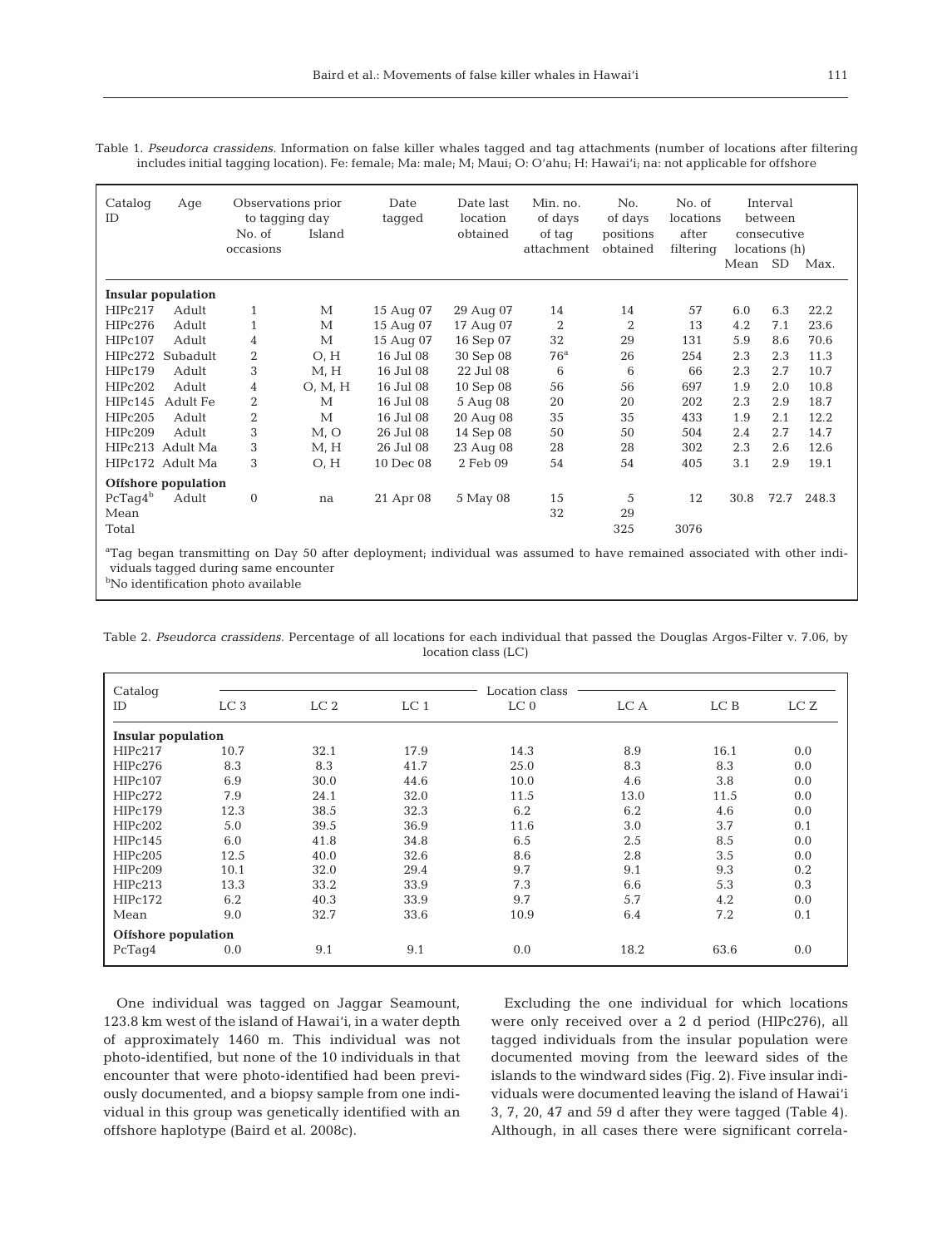Table 1. *Pseudorca crassidens.* Information on false killer whales tagged and tag attachments (number of locations after filtering includes initial tagging location). Fe: female; Ma: male; M; Maui; O: O'ahu; H: Hawai'i; na: not applicable for offshore

| Catalog ID | Age | Observations prior to tagging day No. of occasions | Observations prior to tagging day Island | Date tagged | Date last location obtained | Min. no. of days of tag attachment | No. of days positions obtained | No. of locations after filtering | Interval between consecutive locations (h) Mean | SD | Max. |
|---|---|---|---|---|---|---|---|---|---|---|---|
| **Insular population** | | | | | | | | | | | |
| HIPc217 | Adult | 1 | M | 15 Aug 07 | 29 Aug 07 | 14 | 14 | 57 | 6.0 | 6.3 | 22.2 |
| HIPc276 | Adult | 1 | M | 15 Aug 07 | 17 Aug 07 | 2 | 2 | 13 | 4.2 | 7.1 | 23.6 |
| HIPc107 | Adult | 4 | M | 15 Aug 07 | 16 Sep 07 | 32 | 29 | 131 | 5.9 | 8.6 | 70.6 |
| HIPc272 | Subadult | 2 | O, H | 16 Jul 08 | 30 Sep 08 | 76[a] | 26 | 254 | 2.3 | 2.3 | 11.3 |
| HIPc179 | Adult | 3 | M, H | 16 Jul 08 | 22 Jul 08 | 6 | 6 | 66 | 2.3 | 2.7 | 10.7 |
| HIPc202 | Adult | 4 | O, M, H | 16 Jul 08 | 10 Sep 08 | 56 | 56 | 697 | 1.9 | 2.0 | 10.8 |
| HIPc145 | Adult Fe | 2 | M | 16 Jul 08 | 5 Aug 08 | 20 | 20 | 202 | 2.3 | 2.9 | 18.7 |
| HIPc205 | Adult | 2 | M | 16 Jul 08 | 20 Aug 08 | 35 | 35 | 433 | 1.9 | 2.1 | 12.2 |
| HIPc209 | Adult | 3 | M, O | 26 Jul 08 | 14 Sep 08 | 50 | 50 | 504 | 2.4 | 2.7 | 14.7 |
| HIPc213 | Adult Ma | 3 | M, H | 26 Jul 08 | 23 Aug 08 | 28 | 28 | 302 | 2.3 | 2.6 | 12.6 |
| HIPc172 | Adult Ma | 3 | O, H | 10 Dec 08 | 2 Feb 09 | 54 | 54 | 405 | 3.1 | 2.9 | 19.1 |
| **Offshore population** | | | | | | | | | | | |
| PcTag4[b] | Adult | 0 | na | 21 Apr 08 | 5 May 08 | 15 | 5 | 12 | 30.8 | 72.7 | 248.3 |
| Mean | | | | | | 32 | 29 | | | | |
| Total | | | | | | | 325 | 3076 | | | |

[a]Tag began transmitting on Day 50 after deployment; individual was assumed to have remained associated with other individuals tagged during same encounter

[b]No identification photo available

Table 2. *Pseudorca crassidens.* Percentage of all locations for each individual that passed the Douglas Argos-Filter v. 7.06, by location class (LC)

| Catalog ID | Location class LC 3 | LC 2 | LC 1 | LC 0 | LC A | LC B | LC Z |
|---|---|---|---|---|---|---|---|
| **Insular population** | | | | | | | |
| HIPc217 | 10.7 | 32.1 | 17.9 | 14.3 | 8.9 | 16.1 | 0.0 |
| HIPc276 | 8.3 | 8.3 | 41.7 | 25.0 | 8.3 | 8.3 | 0.0 |
| HIPc107 | 6.9 | 30.0 | 44.6 | 10.0 | 4.6 | 3.8 | 0.0 |
| HIPc272 | 7.9 | 24.1 | 32.0 | 11.5 | 13.0 | 11.5 | 0.0 |
| HIPc179 | 12.3 | 38.5 | 32.3 | 6.2 | 6.2 | 4.6 | 0.0 |
| HIPc202 | 5.0 | 39.5 | 36.9 | 11.6 | 3.0 | 3.7 | 0.1 |
| HIPc145 | 6.0 | 41.8 | 34.8 | 6.5 | 2.5 | 8.5 | 0.0 |
| HIPc205 | 12.5 | 40.0 | 32.6 | 8.6 | 2.8 | 3.5 | 0.0 |
| HIPc209 | 10.1 | 32.0 | 29.4 | 9.7 | 9.1 | 9.3 | 0.2 |
| HIPc213 | 13.3 | 33.2 | 33.9 | 7.3 | 6.6 | 5.3 | 0.3 |
| HIPc172 | 6.2 | 40.3 | 33.9 | 9.7 | 5.7 | 4.2 | 0.0 |
| Mean | 9.0 | 32.7 | 33.6 | 10.9 | 6.4 | 7.2 | 0.1 |
| **Offshore population** | | | | | | | |
| PcTag4 | 0.0 | 9.1 | 9.1 | 0.0 | 18.2 | 63.6 | 0.0 |

One individual was tagged on Jaggar Seamount, 123.8 km west of the island of Hawai'i, in a water depth of approximately 1460 m. This individual was not photo-identified, but none of the 10 individuals in that encounter that were photo-identified had been previously documented, and a biopsy sample from one individual in this group was genetically identified with an offshore haplotype (Baird et al. 2008c).

Excluding the one individual for which locations were only received over a 2 d period (HIPc276), all tagged individuals from the insular population were documented moving from the leeward sides of the islands to the windward sides (Fig. 2). Five insular individuals were documented leaving the island of Hawai'i 3, 7, 20, 47 and 59 d after they were tagged (Table 4). Although, in all cases there were significant correla-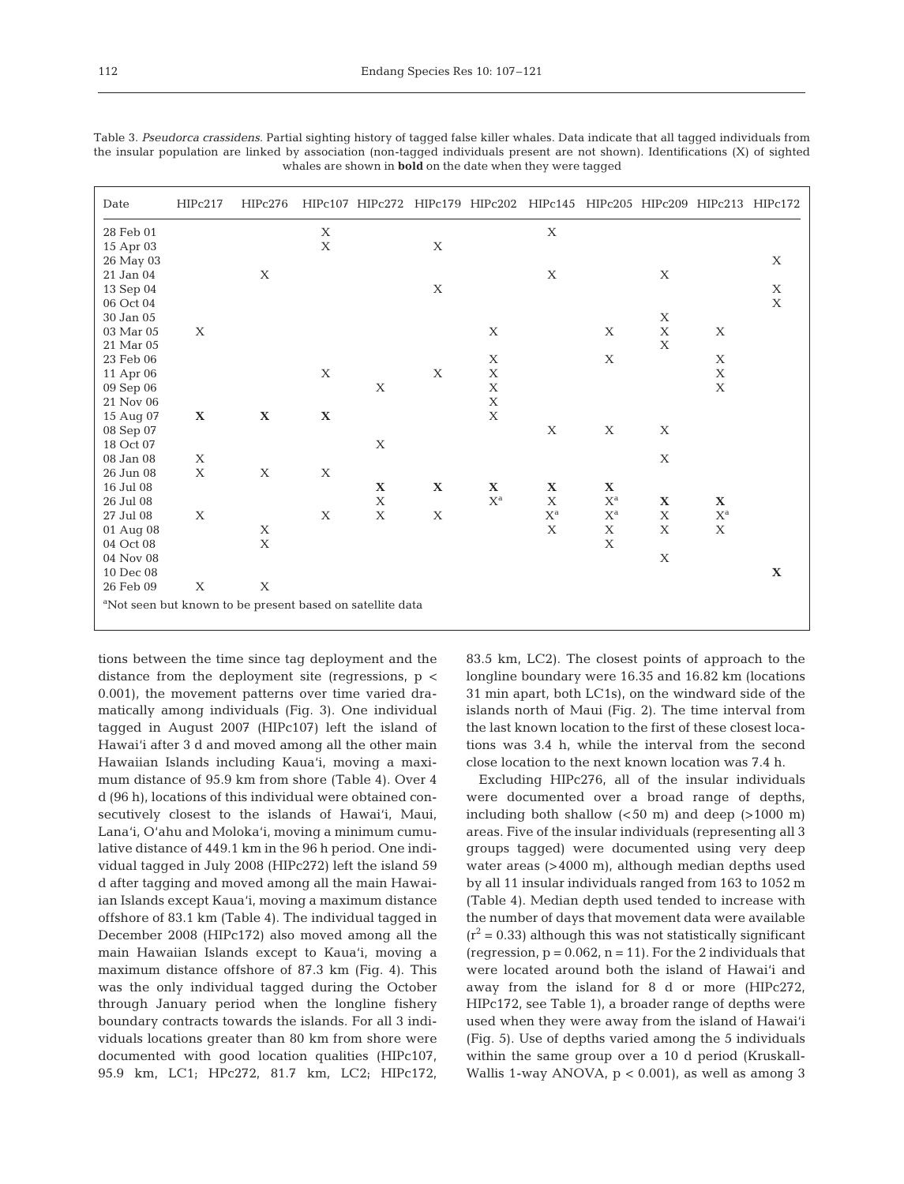Table 3. *Pseudorca crassidens.* Partial sighting history of tagged false killer whales. Data indicate that all tagged individuals from the insular population are linked by association (non-tagged individuals present are not shown). Identifications (X) of sighted whales are shown in **bold** on the date when they were tagged

| Date | HIPc217 | HIPc276 | HIPc107 | HIPc272 | HIPc179 | HIPc202 | HIPc145 | HIPc205 | HIPc209 | HIPc213 | HIPc172 |
|---|---|---|---|---|---|---|---|---|---|---|---|
| 28 Feb 01 | | | X | | | | X | | | | |
| 15 Apr 03 | | | X | | X | | | | | | |
| 26 May 03 | | | | | | | | | | | X |
| 21 Jan 04 | | X | | | | | X | | X | | |
| 13 Sep 04 | | | | | X | | | | | | X |
| 06 Oct 04 | | | | | | | | | | | X |
| 30 Jan 05 | | | | | | | | | X | | |
| 03 Mar 05 | X | | | | | X | | X | X | X | |
| 21 Mar 05 | | | | | | | | | X | | |
| 23 Feb 06 | | | | | | X | | X | | X | |
| 11 Apr 06 | | | X | | X | X | | | | X | |
| 09 Sep 06 | | | | X | | X | | | | X | |
| 21 Nov 06 | | | | | | X | | | | | |
| 15 Aug 07 | **X** | **X** | **X** | | | X | | | | | |
| 08 Sep 07 | | | | | | | X | X | X | | |
| 18 Oct 07 | | | | X | | | | | | | |
| 08 Jan 08 | X | | | | | | | | X | | |
| 26 Jun 08 | X | X | X | | | | | | | | |
| 16 Jul 08 | | | | **X** | **X** | **X** | **X** | **X** | | | |
| 26 Jul 08 | | | | X | | X[a] | X | X[a] | **X** | **X** | |
| 27 Jul 08 | X | | X | X | X | | X[a] | X[a] | X | X[a] | |
| 01 Aug 08 | | X | | | | | X | X | X | X | |
| 04 Oct 08 | | X | | | | | | X | | | |
| 04 Nov 08 | | | | | | | | | X | | |
| 10 Dec 08 | | | | | | | | | | | **X** |
| 26 Feb 09 | X | X | | | | | | | | | |

[a]Not seen but known to be present based on satellite data

tions between the time since tag deployment and the distance from the deployment site (regressions, $p < 0.001$), the movement patterns over time varied dramatically among individuals (Fig. 3). One individual tagged in August 2007 (HIPc107) left the island of Hawai'i after 3 d and moved among all the other main Hawaiian Islands including Kaua'i, moving a maximum distance of 95.9 km from shore (Table 4). Over 4 d (96 h), locations of this individual were obtained consecutively closest to the islands of Hawai'i, Maui, Lana'i, O'ahu and Moloka'i, moving a minimum cumulative distance of 449.1 km in the 96 h period. One individual tagged in July 2008 (HIPc272) left the island 59 d after tagging and moved among all the main Hawaiian Islands except Kaua'i, moving a maximum distance offshore of 83.1 km (Table 4). The individual tagged in December 2008 (HIPc172) also moved among all the main Hawaiian Islands except to Kaua'i, moving a maximum distance offshore of 87.3 km (Fig. 4). This was the only individual tagged during the October through January period when the longline fishery boundary contracts towards the islands. For all 3 individuals locations greater than 80 km from shore were documented with good location qualities (HIPc107, 95.9 km, LC1; HPc272, 81.7 km, LC2; HIPc172, 83.5 km, LC2). The closest points of approach to the longline boundary were 16.35 and 16.82 km (locations 31 min apart, both LC1s), on the windward side of the islands north of Maui (Fig. 2). The time interval from the last known location to the first of these closest locations was 3.4 h, while the interval from the second close location to the next known location was 7.4 h.

Excluding HIPc276, all of the insular individuals were documented over a broad range of depths, including both shallow (<50 m) and deep (>1000 m) areas. Five of the insular individuals (representing all 3 groups tagged) were documented using very deep water areas (>4000 m), although median depths used by all 11 insular individuals ranged from 163 to 1052 m (Table 4). Median depth used tended to increase with the number of days that movement data were available ($r^2 = 0.33$) although this was not statistically significant (regression, $p = 0.062$, $n = 11$). For the 2 individuals that were located around both the island of Hawai'i and away from the island for 8 d or more (HIPc272, HIPc172, see Table 1), a broader range of depths were used when they were away from the island of Hawai'i (Fig. 5). Use of depths varied among the 5 individuals within the same group over a 10 d period (Kruskall-Wallis 1-way ANOVA, $p < 0.001$), as well as among 3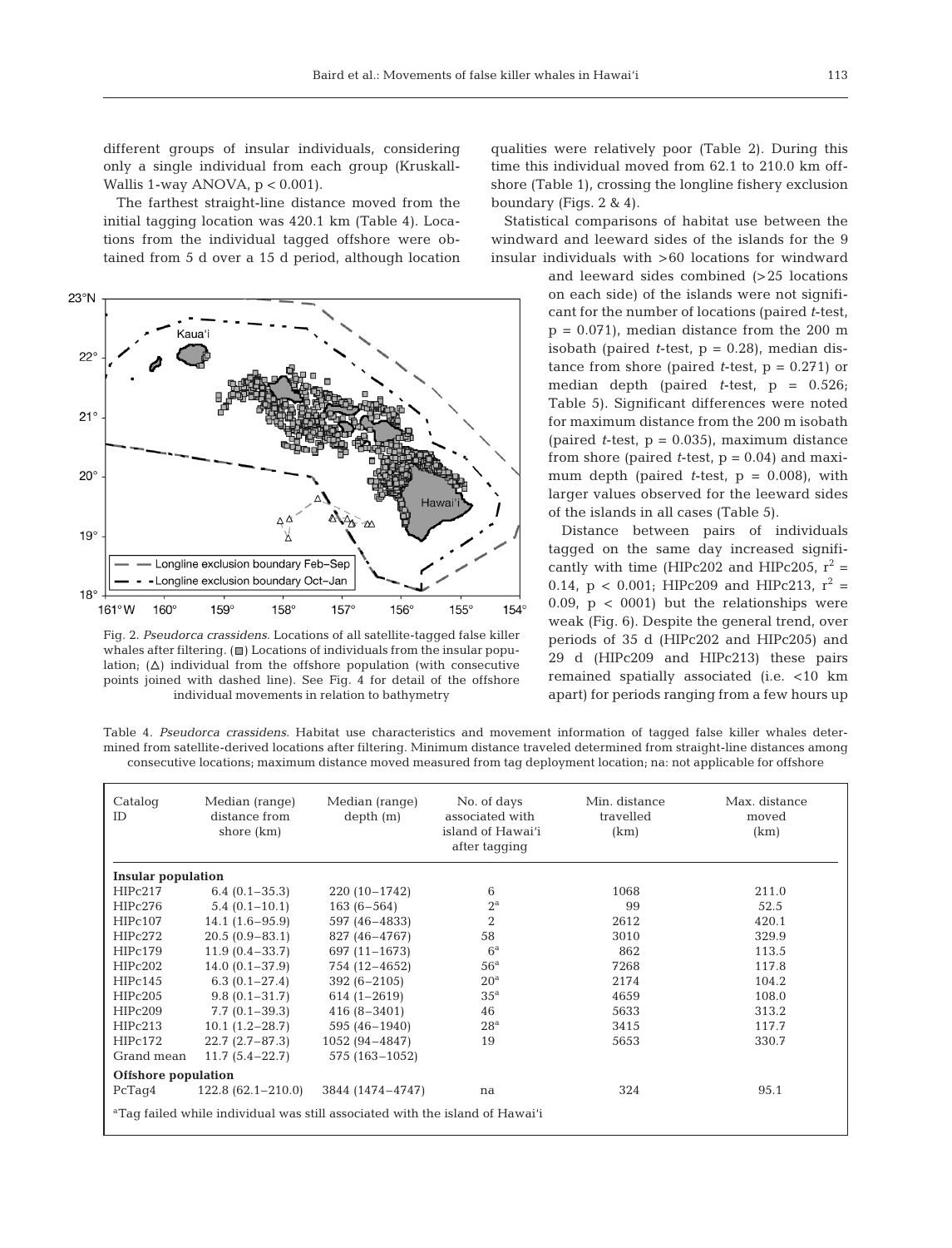different groups of insular individuals, considering only a single individual from each group (Kruskall-Wallis 1-way ANOVA, $p < 0.001$).

The farthest straight-line distance moved from the initial tagging location was 420.1 km (Table 4). Locations from the individual tagged offshore were obtained from 5 d over a 15 d period, although location qualities were relatively poor (Table 2). During this time this individual moved from 62.1 to 210.0 km offshore (Table 1), crossing the longline fishery exclusion boundary (Figs. 2 & 4).

Fig. 2. *Pseudorca crassidens.* Locations of all satellite-tagged false killer whales after filtering. (■) Locations of individuals from the insular population; (△) individual from the offshore population (with consecutive points joined with dashed line). See Fig. 4 for detail of the offshore individual movements in relation to bathymetry

Statistical comparisons of habitat use between the windward and leeward sides of the islands for the 9 insular individuals with >60 locations for windward and leeward sides combined (>25 locations on each side) of the islands were not significant for the number of locations (paired *t*-test, $p = 0.071$), median distance from the 200 m isobath (paired *t*-test, $p = 0.28$), median distance from shore (paired *t*-test, $p = 0.271$) or median depth (paired *t*-test, $p = 0.526$; Table 5). Significant differences were noted for maximum distance from the 200 m isobath (paired *t*-test, $p = 0.035$), maximum distance from shore (paired *t*-test, $p = 0.04$) and maximum depth (paired *t*-test, $p = 0.008$), with larger values observed for the leeward sides of the islands in all cases (Table 5).

Distance between pairs of individuals tagged on the same day increased significantly with time (HIPc202 and HIPc205, $r^2 = 0.14$, $p < 0.001$; HIPc209 and HIPc213, $r^2 = 0.09$, $p < 0001$) but the relationships were weak (Fig. 6). Despite the general trend, over periods of 35 d (HIPc202 and HIPc205) and 29 d (HIPc209 and HIPc213) these pairs remained spatially associated (i.e. <10 km apart) for periods ranging from a few hours up

Table 4. *Pseudorca crassidens.* Habitat use characteristics and movement information of tagged false killer whales determined from satellite-derived locations after filtering. Minimum distance traveled determined from straight-line distances among consecutive locations; maximum distance moved measured from tag deployment location; na: not applicable for offshore

| Catalog ID | Median (range) distance from shore (km) | Median (range) depth (m) | No. of days associated with island of Hawai'i after tagging | Min. distance travelled (km) | Max. distance moved (km) |
|---|---|---|---|---|---|
| **Insular population** | | | | | |
| HIPc217 | 6.4 (0.1–35.3) | 220 (10–1742) | 6 | 1068 | 211.0 |
| HIPc276 | 5.4 (0.1–10.1) | 163 (6–564) | 2[a] | 99 | 52.5 |
| HIPc107 | 14.1 (1.6–95.9) | 597 (46–4833) | 2 | 2612 | 420.1 |
| HIPc272 | 20.5 (0.9–83.1) | 827 (46–4767) | 58 | 3010 | 329.9 |
| HIPc179 | 11.9 (0.4–33.7) | 697 (11–1673) | 6[a] | 862 | 113.5 |
| HIPc202 | 14.0 (0.1–37.9) | 754 (12–4652) | 56[a] | 7268 | 117.8 |
| HIPc145 | 6.3 (0.1–27.4) | 392 (6–2105) | 20[a] | 2174 | 104.2 |
| HIPc205 | 9.8 (0.1–31.7) | 614 (1–2619) | 35[a] | 4659 | 108.0 |
| HIPc209 | 7.7 (0.1–39.3) | 416 (8–3401) | 46 | 5633 | 313.2 |
| HIPc213 | 10.1 (1.2–28.7) | 595 (46–1940) | 28[a] | 3415 | 117.7 |
| HIPc172 | 22.7 (2.7–87.3) | 1052 (94–4847) | 19 | 5653 | 330.7 |
| Grand mean | 11.7 (5.4–22.7) | 575 (163–1052) | | | |
| **Offshore population** | | | | | |
| PcTag4 | 122.8 (62.1–210.0) | 3844 (1474–4747) | na | 324 | 95.1 |

[a]Tag failed while individual was still associated with the island of Hawai'i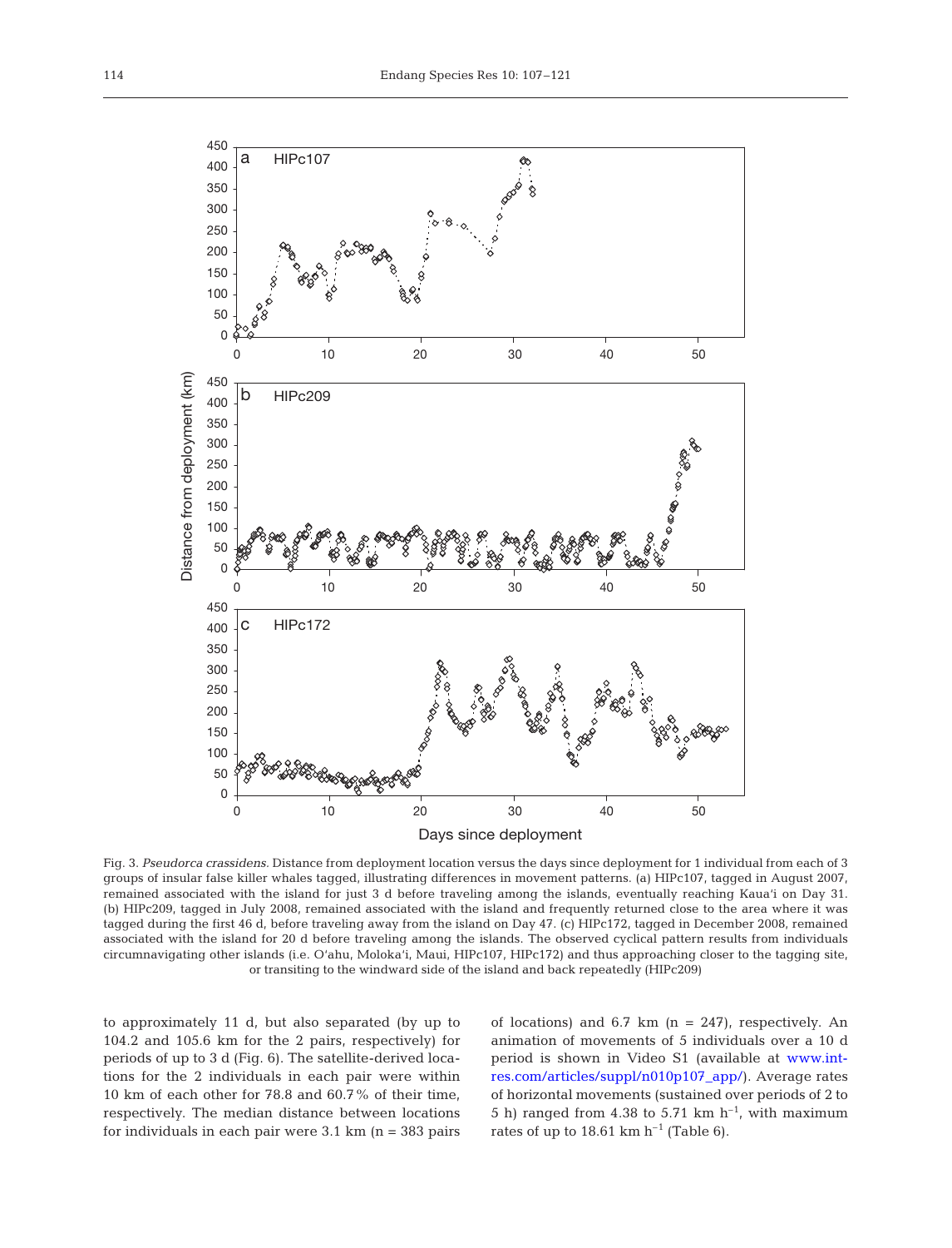Fig. 3. *Pseudorca crassidens*. Distance from deployment location versus the days since deployment for 1 individual from each of 3 groups of insular false killer whales tagged, illustrating differences in movement patterns. (a) HIPc107, tagged in August 2007, remained associated with the island for just 3 d before traveling among the islands, eventually reaching Kaua'i on Day 31. (b) HIPc209, tagged in July 2008, remained associated with the island and frequently returned close to the area where it was tagged during the first 46 d, before traveling away from the island on Day 47. (c) HIPc172, tagged in December 2008, remained associated with the island for 20 d before traveling among the islands. The observed cyclical pattern results from individuals circumnavigating other islands (i.e. O'ahu, Moloka'i, Maui, HIPc107, HIPc172) and thus approaching closer to the tagging site, or transiting to the windward side of the island and back repeatedly (HIPc209)

to approximately 11 d, but also separated (by up to 104.2 and 105.6 km for the 2 pairs, respectively) for periods of up to 3 d (Fig. 6). The satellite-derived locations for the 2 individuals in each pair were within 10 km of each other for 78.8 and 60.7% of their time, respectively. The median distance between locations for individuals in each pair were 3.1 km (n = 383 pairs of locations) and 6.7 km (n = 247), respectively. An animation of movements of 5 individuals over a 10 d period is shown in Video S1 (available at www.int-res.com/articles/suppl/n010p107_app/). Average rates of horizontal movements (sustained over periods of 2 to 5 h) ranged from 4.38 to 5.71 km $h^{-1}$, with maximum rates of up to 18.61 km $h^{-1}$ (Table 6).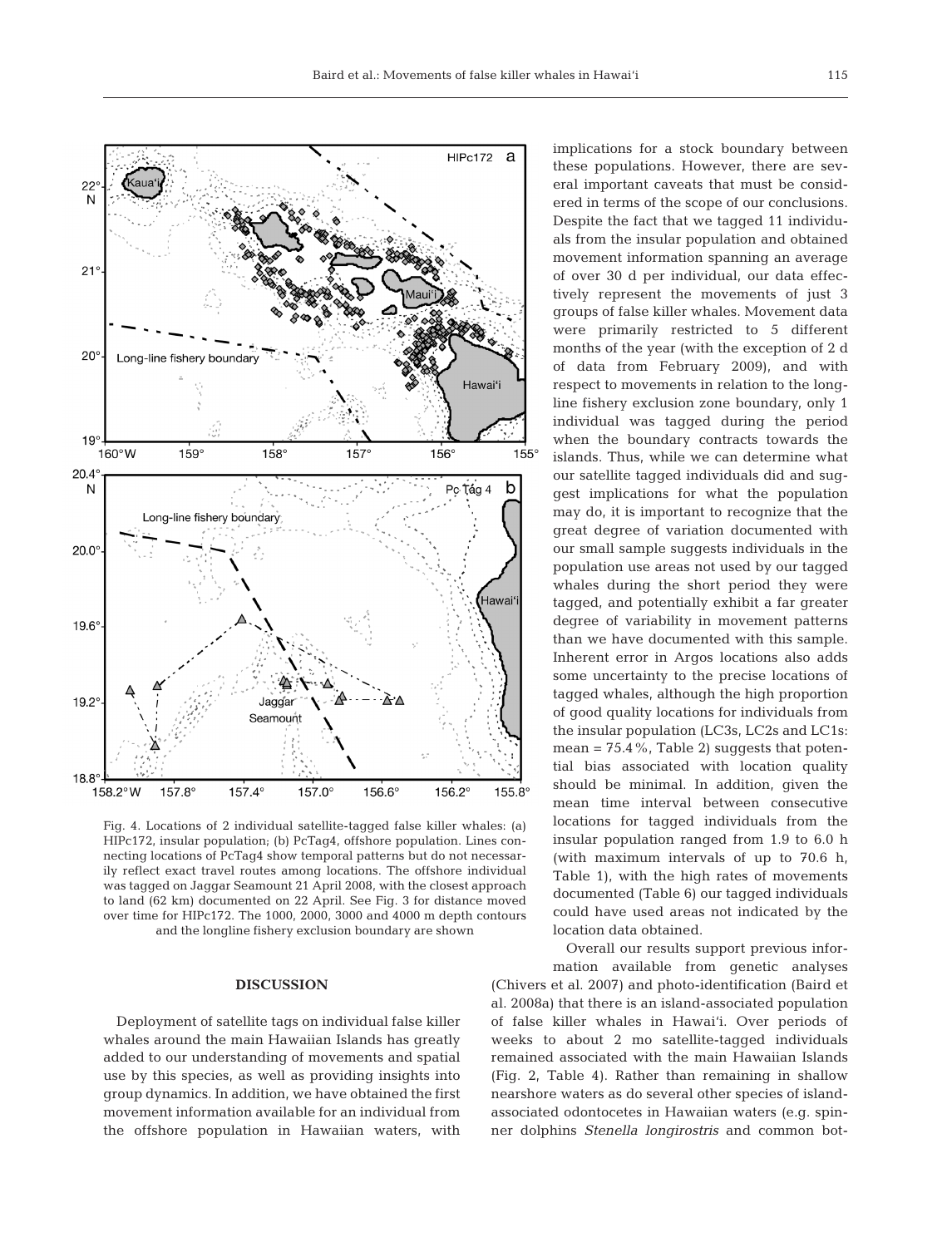Fig. 4. Locations of 2 individual satellite-tagged false killer whales: (a) HIPc172, insular population; (b) PcTag4, offshore population. Lines connecting locations of PcTag4 show temporal patterns but do not necessarily reflect exact travel routes among locations. The offshore individual was tagged on Jaggar Seamount 21 April 2008, with the closest approach to land (62 km) documented on 22 April. See Fig. 3 for distance moved over time for HIPc172. The 1000, 2000, 3000 and 4000 m depth contours and the longline fishery exclusion boundary are shown

## DISCUSSION

Deployment of satellite tags on individual false killer whales around the main Hawaiian Islands has greatly added to our understanding of movements and spatial use by this species, as well as providing insights into group dynamics. In addition, we have obtained the first movement information available for an individual from the offshore population in Hawaiian waters, with implications for a stock boundary between these populations. However, there are several important caveats that must be considered in terms of the scope of our conclusions. Despite the fact that we tagged 11 individuals from the insular population and obtained movement information spanning an average of over 30 d per individual, our data effectively represent the movements of just 3 groups of false killer whales. Movement data were primarily restricted to 5 different months of the year (with the exception of 2 d of data from February 2009), and with respect to movements in relation to the longline fishery exclusion zone boundary, only 1 individual was tagged during the period when the boundary contracts towards the islands. Thus, while we can determine what our satellite tagged individuals did and suggest implications for what the population may do, it is important to recognize that the great degree of variation documented with our small sample suggests individuals in the population use areas not used by our tagged whales during the short period they were tagged, and potentially exhibit a far greater degree of variability in movement patterns than we have documented with this sample. Inherent error in Argos locations also adds some uncertainty to the precise locations of tagged whales, although the high proportion of good quality locations for individuals from the insular population (LC3s, LC2s and LC1s: mean = 75.4%, Table 2) suggests that potential bias associated with location quality should be minimal. In addition, given the mean time interval between consecutive locations for tagged individuals from the insular population ranged from 1.9 to 6.0 h (with maximum intervals of up to 70.6 h, Table 1), with the high rates of movements documented (Table 6) our tagged individuals could have used areas not indicated by the location data obtained.

Overall our results support previous information available from genetic analyses (Chivers et al. 2007) and photo-identification (Baird et al. 2008a) that there is an island-associated population of false killer whales in Hawai'i. Over periods of weeks to about 2 mo satellite-tagged individuals remained associated with the main Hawaiian Islands (Fig. 2, Table 4). Rather than remaining in shallow nearshore waters as do several other species of island-associated odontocetes in Hawaiian waters (e.g. spinner dolphins *Stenella longirostris* and common bot-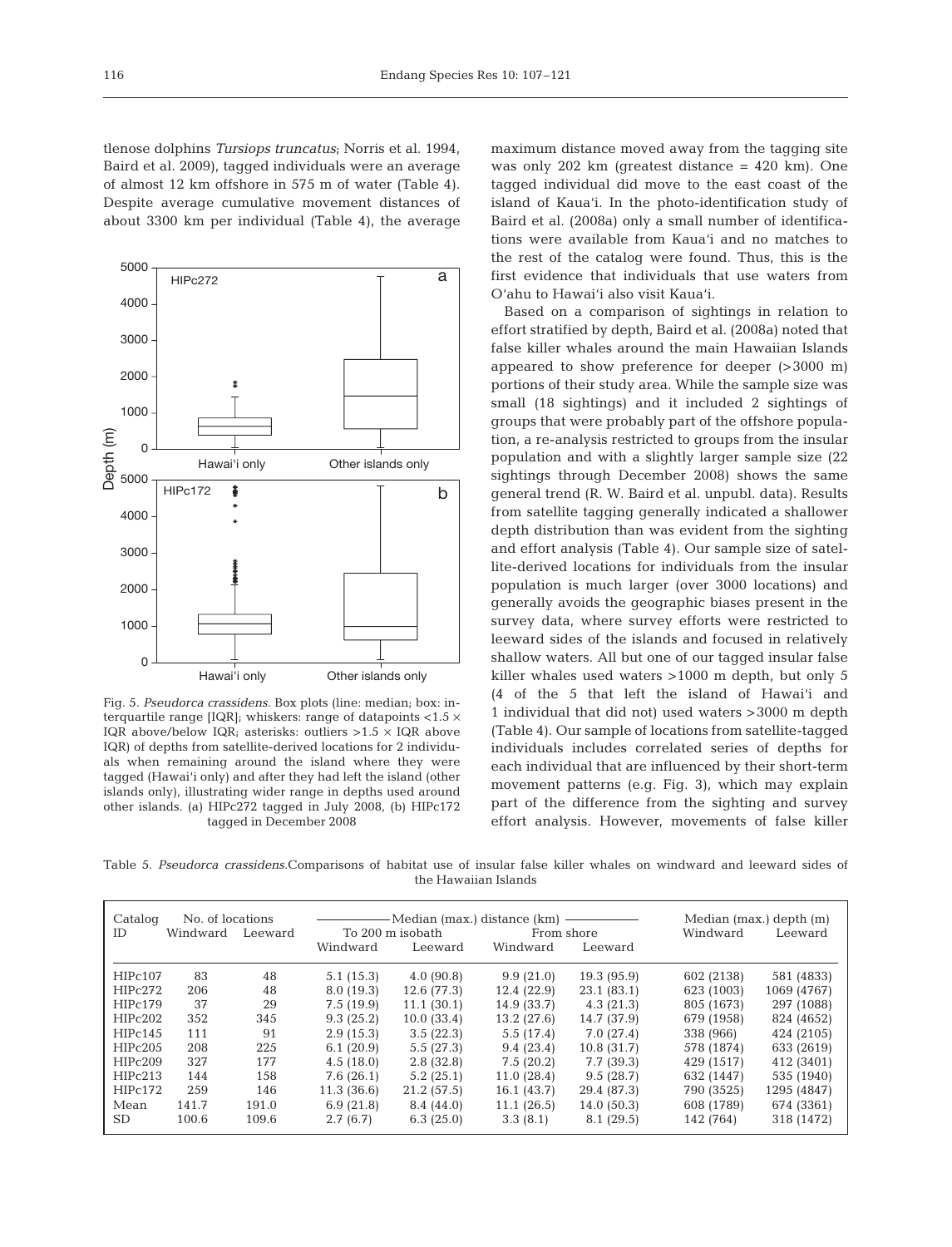tlenose dolphins *Tursiops truncatus*; Norris et al. 1994, Baird et al. 2009), tagged individuals were an average of almost 12 km offshore in 575 m of water (Table 4). Despite average cumulative movement distances of about 3300 km per individual (Table 4), the average maximum distance moved away from the tagging site was only 202 km (greatest distance = 420 km). One tagged individual did move to the east coast of the island of Kaua'i. In the photo-identification study of Baird et al. (2008a) only a small number of identifications were available from Kaua'i and no matches to the rest of the catalog were found. Thus, this is the first evidence that individuals that use waters from O'ahu to Hawai'i also visit Kaua'i.

Fig. 5. *Pseudorca crassidens*. Box plots (line: median; box: interquartile range [IQR]; whiskers: range of datapoints $<1.5 \times$ IQR above/below IQR; asterisks: outliers $>1.5 \times$ IQR above IQR) of depths from satellite-derived locations for 2 individuals when remaining around the island where they were tagged (Hawai'i only) and after they had left the island (other islands only), illustrating wider range in depths used around other islands. (a) HIPc272 tagged in July 2008, (b) HIPc172 tagged in December 2008

Based on a comparison of sightings in relation to effort stratified by depth, Baird et al. (2008a) noted that false killer whales around the main Hawaiian Islands appeared to show preference for deeper (>3000 m) portions of their study area. While the sample size was small (18 sightings) and it included 2 sightings of groups that were probably part of the offshore population, a re-analysis restricted to groups from the insular population and with a slightly larger sample size (22 sightings through December 2008) shows the same general trend (R. W. Baird et al. unpubl. data). Results from satellite tagging generally indicated a shallower depth distribution than was evident from the sighting and effort analysis (Table 4). Our sample size of satellite-derived locations for individuals from the insular population is much larger (over 3000 locations) and generally avoids the geographic biases present in the survey data, where survey efforts were restricted to leeward sides of the islands and focused in relatively shallow waters. All but one of our tagged insular false killer whales used waters >1000 m depth, but only 5 (4 of the 5 that left the island of Hawai'i and 1 individual that did not) used waters >3000 m depth (Table 4). Our sample of locations from satellite-tagged individuals includes correlated series of depths for each individual that are influenced by their short-term movement patterns (e.g. Fig. 3), which may explain part of the difference from the sighting and survey effort analysis. However, movements of false killer

Table 5. *Pseudorca crassidens*. Comparisons of habitat use of insular false killer whales on windward and leeward sides of the Hawaiian Islands

| Catalog ID | No. of locations | | Median (max.) distance (km) To 200 m isobath | | Median (max.) distance (km) From shore | | Median (max.) depth (m) | |
|---|---|---|---|---|---|---|---|---|
| | Windward | Leeward | Windward | Leeward | Windward | Leeward | Windward | Leeward |
| HIPc107 | 83 | 48 | 5.1 (15.3) | 4.0 (90.8) | 9.9 (21.0) | 19.3 (95.9) | 602 (2138) | 581 (4833) |
| HIPc272 | 206 | 48 | 8.0 (19.3) | 12.6 (77.3) | 12.4 (22.9) | 23.1 (83.1) | 623 (1003) | 1069 (4767) |
| HIPc179 | 37 | 29 | 7.5 (19.9) | 11.1 (30.1) | 14.9 (33.7) | 4.3 (21.3) | 805 (1673) | 297 (1088) |
| HIPc202 | 352 | 345 | 9.3 (25.2) | 10.0 (33.4) | 13.2 (27.6) | 14.7 (37.9) | 679 (1958) | 824 (4652) |
| HIPc145 | 111 | 91 | 2.9 (15.3) | 3.5 (22.3) | 5.5 (17.4) | 7.0 (27.4) | 338 (966) | 424 (2105) |
| HIPc205 | 208 | 225 | 6.1 (20.9) | 5.5 (27.3) | 9.4 (23.4) | 10.8 (31.7) | 578 (1874) | 633 (2619) |
| HIPc209 | 327 | 177 | 4.5 (18.0) | 2.8 (32.8) | 7.5 (20.2) | 7.7 (39.3) | 429 (1517) | 412 (3401) |
| HIPc213 | 144 | 158 | 7.6 (26.1) | 5.2 (25.1) | 11.0 (28.4) | 9.5 (28.7) | 632 (1447) | 535 (1940) |
| HIPc172 | 259 | 146 | 11.3 (36.6) | 21.2 (57.5) | 16.1 (43.7) | 29.4 (87.3) | 790 (3525) | 1295 (4847) |
| Mean | 141.7 | 191.0 | 6.9 (21.8) | 8.4 (44.0) | 11.1 (26.5) | 14.0 (50.3) | 608 (1789) | 674 (3361) |
| SD | 100.6 | 109.6 | 2.7 (6.7) | 6.3 (25.0) | 3.3 (8.1) | 8.1 (29.5) | 142 (764) | 318 (1472) |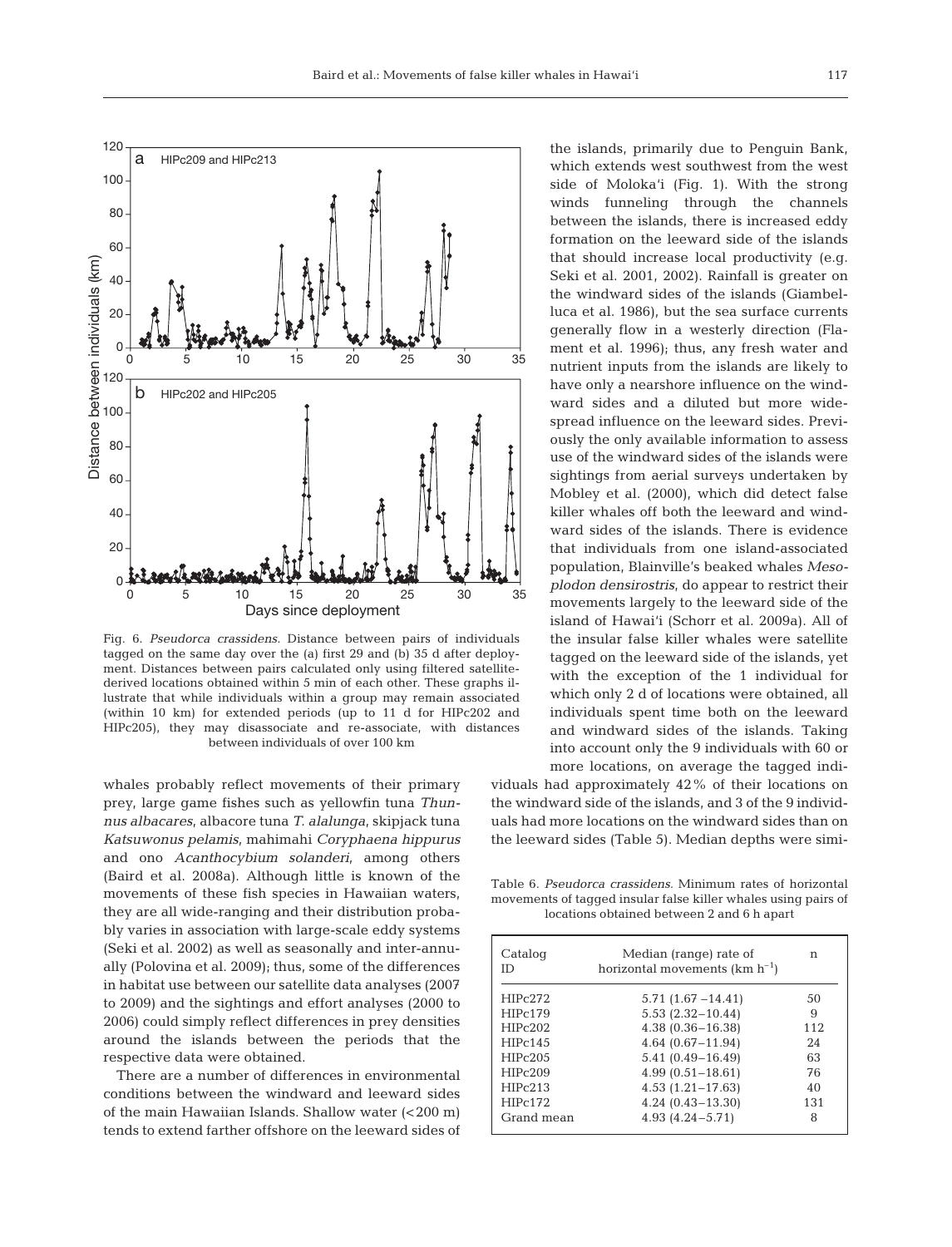Fig. 6. *Pseudorca crassidens*. Distance between pairs of individuals tagged on the same day over the (a) first 29 and (b) 35 d after deployment. Distances between pairs calculated only using filtered satellite-derived locations obtained within 5 min of each other. These graphs illustrate that while individuals within a group may remain associated (within 10 km) for extended periods (up to 11 d for HIPc202 and HIPc205), they may disassociate and re-associate, with distances between individuals of over 100 km

whales probably reflect movements of their primary prey, large game fishes such as yellowfin tuna *Thunnus albacares*, albacore tuna *T. alalunga*, skipjack tuna *Katsuwonus pelamis*, mahimahi *Coryphaena hippurus* and ono *Acanthocybium solanderi*, among others (Baird et al. 2008a). Although little is known of the movements of these fish species in Hawaiian waters, they are all wide-ranging and their distribution probably varies in association with large-scale eddy systems (Seki et al. 2002) as well as seasonally and inter-annually (Polovina et al. 2009); thus, some of the differences in habitat use between our satellite data analyses (2007 to 2009) and the sightings and effort analyses (2000 to 2006) could simply reflect differences in prey densities around the islands between the periods that the respective data were obtained.

There are a number of differences in environmental conditions between the windward and leeward sides of the main Hawaiian Islands. Shallow water (<200 m) tends to extend farther offshore on the leeward sides of the islands, primarily due to Penguin Bank, which extends west southwest from the west side of Moloka'i (Fig. 1). With the strong winds funneling through the channels between the islands, there is increased eddy formation on the leeward side of the islands that should increase local productivity (e.g. Seki et al. 2001, 2002). Rainfall is greater on the windward sides of the islands (Giambelluca et al. 1986), but the sea surface currents generally flow in a westerly direction (Flament et al. 1996); thus, any fresh water and nutrient inputs from the islands are likely to have only a nearshore influence on the windward sides and a diluted but more widespread influence on the leeward sides. Previously the only available information to assess use of the windward sides of the islands were sightings from aerial surveys undertaken by Mobley et al. (2000), which did detect false killer whales off both the leeward and windward sides of the islands. There is evidence that individuals from one island-associated population, Blainville's beaked whales *Mesoplodon densirostris*, do appear to restrict their movements largely to the leeward side of the island of Hawai'i (Schorr et al. 2009a). All of the insular false killer whales were satellite tagged on the leeward side of the islands, yet with the exception of the 1 individual for which only 2 d of locations were obtained, all individuals spent time both on the leeward and windward sides of the islands. Taking into account only the 9 individuals with 60 or more locations, on average the tagged individuals had approximately 42% of their locations on the windward side of the islands, and 3 of the 9 individuals had more locations on the windward sides than on the leeward sides (Table 5). Median depths were simi-

Table 6. *Pseudorca crassidens*. Minimum rates of horizontal movements of tagged insular false killer whales using pairs of locations obtained between 2 and 6 h apart

| Catalog ID | Median (range) rate of horizontal movements (km $h^{-1}$) | n |
|---|---|---|
| HIPc272 | 5.71 (1.67 –14.41) | 50 |
| HIPc179 | 5.53 (2.32–10.44) | 9 |
| HIPc202 | 4.38 (0.36–16.38) | 112 |
| HIPc145 | 4.64 (0.67–11.94) | 24 |
| HIPc205 | 5.41 (0.49–16.49) | 63 |
| HIPc209 | 4.99 (0.51–18.61) | 76 |
| HIPc213 | 4.53 (1.21–17.63) | 40 |
| HIPc172 | 4.24 (0.43–13.30) | 131 |
| Grand mean | 4.93 (4.24–5.71) | 8 |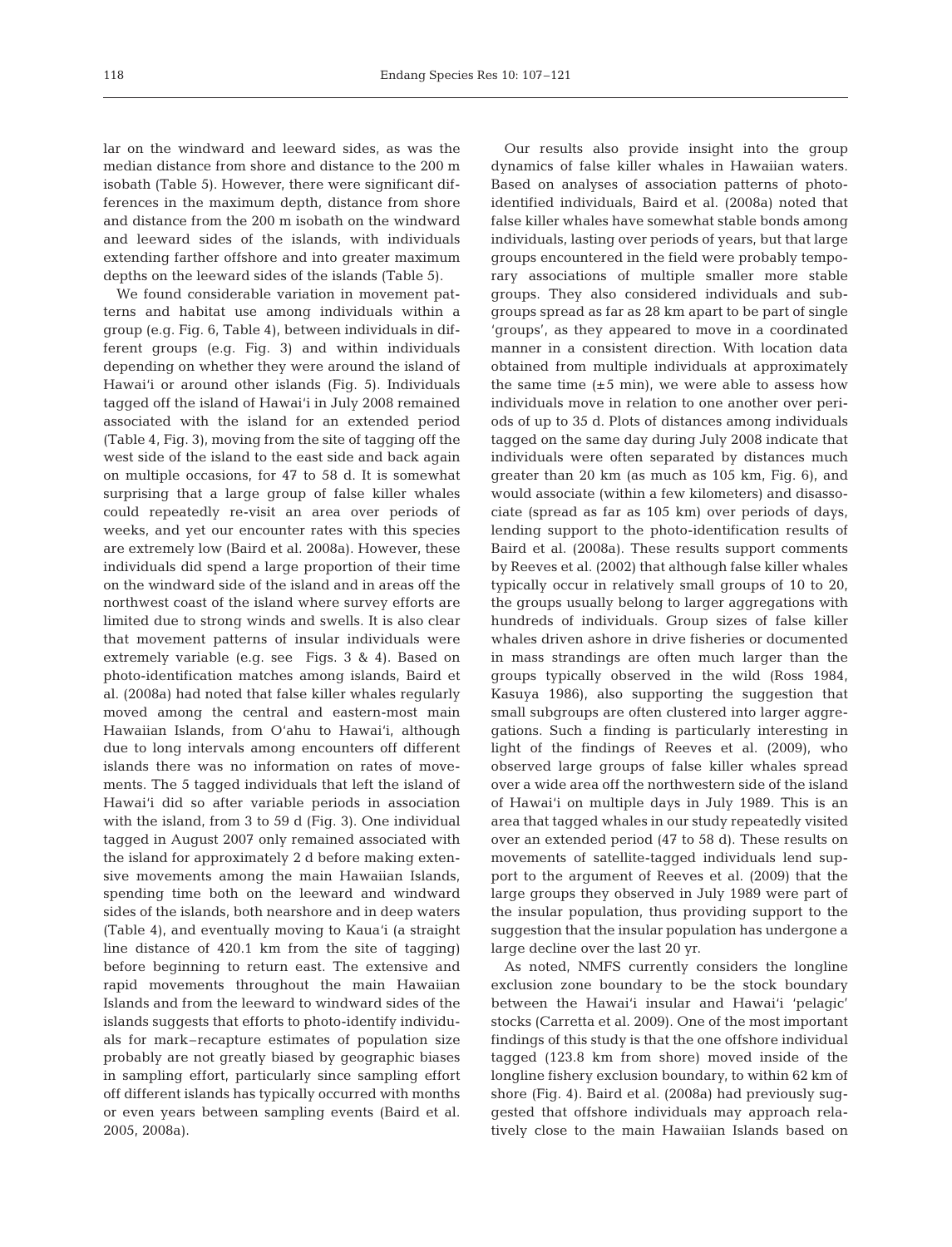lar on the windward and leeward sides, as was the median distance from shore and distance to the 200 m isobath (Table 5). However, there were significant differences in the maximum depth, distance from shore and distance from the 200 m isobath on the windward and leeward sides of the islands, with individuals extending farther offshore and into greater maximum depths on the leeward sides of the islands (Table 5).

We found considerable variation in movement patterns and habitat use among individuals within a group (e.g. Fig. 6, Table 4), between individuals in different groups (e.g. Fig. 3) and within individuals depending on whether they were around the island of Hawai'i or around other islands (Fig. 5). Individuals tagged off the island of Hawai'i in July 2008 remained associated with the island for an extended period (Table 4, Fig. 3), moving from the site of tagging off the west side of the island to the east side and back again on multiple occasions, for 47 to 58 d. It is somewhat surprising that a large group of false killer whales could repeatedly re-visit an area over periods of weeks, and yet our encounter rates with this species are extremely low (Baird et al. 2008a). However, these individuals did spend a large proportion of their time on the windward side of the island and in areas off the northwest coast of the island where survey efforts are limited due to strong winds and swells. It is also clear that movement patterns of insular individuals were extremely variable (e.g. see Figs. 3 & 4). Based on photo-identification matches among islands, Baird et al. (2008a) had noted that false killer whales regularly moved among the central and eastern-most main Hawaiian Islands, from O'ahu to Hawai'i, although due to long intervals among encounters off different islands there was no information on rates of movements. The 5 tagged individuals that left the island of Hawai'i did so after variable periods in association with the island, from 3 to 59 d (Fig. 3). One individual tagged in August 2007 only remained associated with the island for approximately 2 d before making extensive movements among the main Hawaiian Islands, spending time both on the leeward and windward sides of the islands, both nearshore and in deep waters (Table 4), and eventually moving to Kaua'i (a straight line distance of 420.1 km from the site of tagging) before beginning to return east. The extensive and rapid movements throughout the main Hawaiian Islands and from the leeward to windward sides of the islands suggests that efforts to photo-identify individuals for mark–recapture estimates of population size probably are not greatly biased by geographic biases in sampling effort, particularly since sampling effort off different islands has typically occurred with months or even years between sampling events (Baird et al. 2005, 2008a).

Our results also provide insight into the group dynamics of false killer whales in Hawaiian waters. Based on analyses of association patterns of photo-identified individuals, Baird et al. (2008a) noted that false killer whales have somewhat stable bonds among individuals, lasting over periods of years, but that large groups encountered in the field were probably temporary associations of multiple smaller more stable groups. They also considered individuals and subgroups spread as far as 28 km apart to be part of single 'groups', as they appeared to move in a coordinated manner in a consistent direction. With location data obtained from multiple individuals at approximately the same time (±5 min), we were able to assess how individuals move in relation to one another over periods of up to 35 d. Plots of distances among individuals tagged on the same day during July 2008 indicate that individuals were often separated by distances much greater than 20 km (as much as 105 km, Fig. 6), and would associate (within a few kilometers) and disassociate (spread as far as 105 km) over periods of days, lending support to the photo-identification results of Baird et al. (2008a). These results support comments by Reeves et al. (2002) that although false killer whales typically occur in relatively small groups of 10 to 20, the groups usually belong to larger aggregations with hundreds of individuals. Group sizes of false killer whales driven ashore in drive fisheries or documented in mass strandings are often much larger than the groups typically observed in the wild (Ross 1984, Kasuya 1986), also supporting the suggestion that small subgroups are often clustered into larger aggregations. Such a finding is particularly interesting in light of the findings of Reeves et al. (2009), who observed large groups of false killer whales spread over a wide area off the northwestern side of the island of Hawai'i on multiple days in July 1989. This is an area that tagged whales in our study repeatedly visited over an extended period (47 to 58 d). These results on movements of satellite-tagged individuals lend support to the argument of Reeves et al. (2009) that the large groups they observed in July 1989 were part of the insular population, thus providing support to the suggestion that the insular population has undergone a large decline over the last 20 yr.

As noted, NMFS currently considers the longline exclusion zone boundary to be the stock boundary between the Hawai'i insular and Hawai'i 'pelagic' stocks (Carretta et al. 2009). One of the most important findings of this study is that the one offshore individual tagged (123.8 km from shore) moved inside of the longline fishery exclusion boundary, to within 62 km of shore (Fig. 4). Baird et al. (2008a) had previously suggested that offshore individuals may approach relatively close to the main Hawaiian Islands based on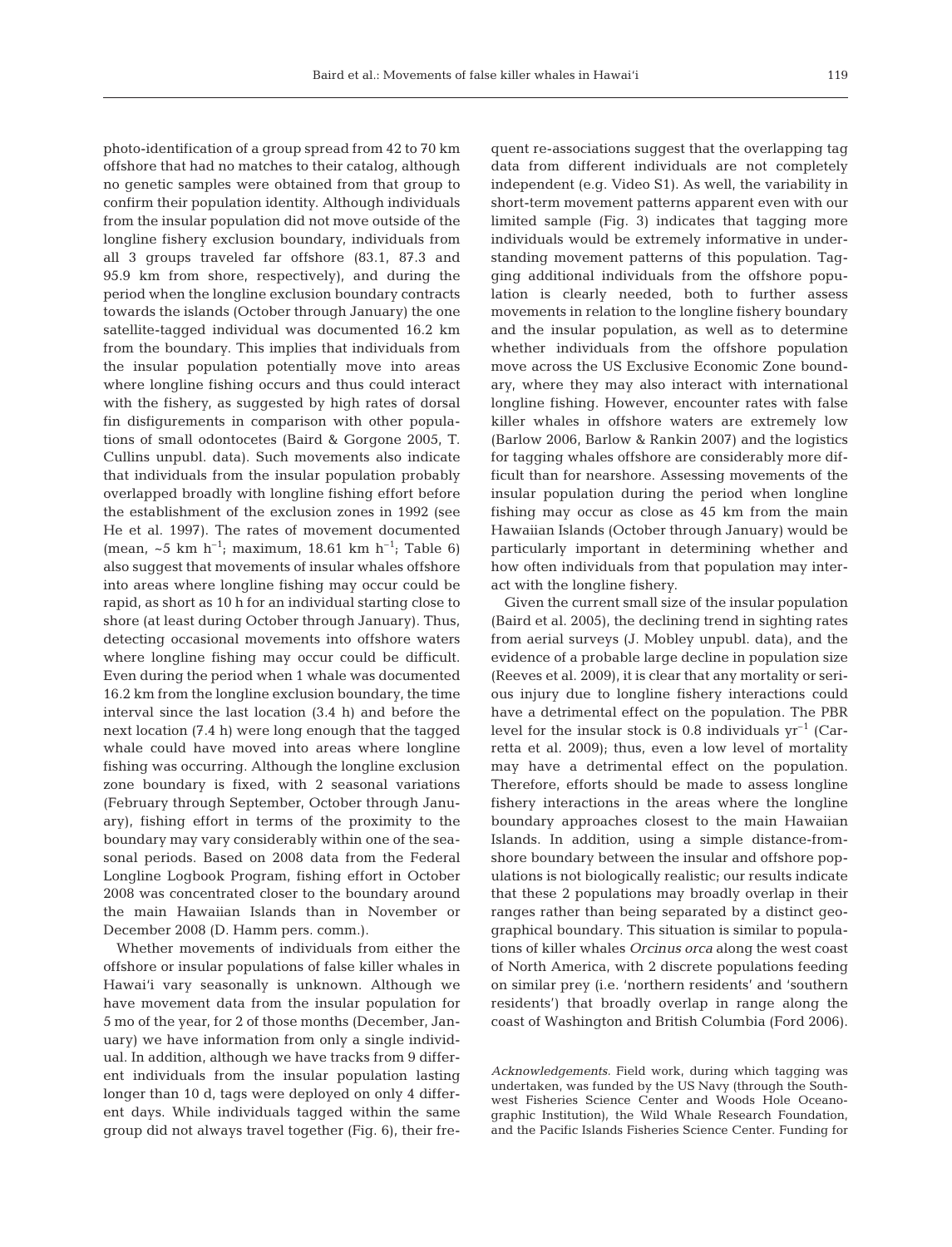photo-identification of a group spread from 42 to 70 km offshore that had no matches to their catalog, although no genetic samples were obtained from that group to confirm their population identity. Although individuals from the insular population did not move outside of the longline fishery exclusion boundary, individuals from all 3 groups traveled far offshore (83.1, 87.3 and 95.9 km from shore, respectively), and during the period when the longline exclusion boundary contracts towards the islands (October through January) the one satellite-tagged individual was documented 16.2 km from the boundary. This implies that individuals from the insular population potentially move into areas where longline fishing occurs and thus could interact with the fishery, as suggested by high rates of dorsal fin disfigurements in comparison with other populations of small odontocetes (Baird & Gorgone 2005, T. Cullins unpubl. data). Such movements also indicate that individuals from the insular population probably overlapped broadly with longline fishing effort before the establishment of the exclusion zones in 1992 (see He et al. 1997). The rates of movement documented (mean, ~5 km $h^{-1}$; maximum, 18.61 km $h^{-1}$; Table 6) also suggest that movements of insular whales offshore into areas where longline fishing may occur could be rapid, as short as 10 h for an individual starting close to shore (at least during October through January). Thus, detecting occasional movements into offshore waters where longline fishing may occur could be difficult. Even during the period when 1 whale was documented 16.2 km from the longline exclusion boundary, the time interval since the last location (3.4 h) and before the next location (7.4 h) were long enough that the tagged whale could have moved into areas where longline fishing was occurring. Although the longline exclusion zone boundary is fixed, with 2 seasonal variations (February through September, October through January), fishing effort in terms of the proximity to the boundary may vary considerably within one of the seasonal periods. Based on 2008 data from the Federal Longline Logbook Program, fishing effort in October 2008 was concentrated closer to the boundary around the main Hawaiian Islands than in November or December 2008 (D. Hamm pers. comm.).

Whether movements of individuals from either the offshore or insular populations of false killer whales in Hawai'i vary seasonally is unknown. Although we have movement data from the insular population for 5 mo of the year, for 2 of those months (December, January) we have information from only a single individual. In addition, although we have tracks from 9 different individuals from the insular population lasting longer than 10 d, tags were deployed on only 4 different days. While individuals tagged within the same group did not always travel together (Fig. 6), their frequent re-associations suggest that the overlapping tag data from different individuals are not completely independent (e.g. Video S1). As well, the variability in short-term movement patterns apparent even with our limited sample (Fig. 3) indicates that tagging more individuals would be extremely informative in understanding movement patterns of this population. Tagging additional individuals from the offshore population is clearly needed, both to further assess movements in relation to the longline fishery boundary and the insular population, as well as to determine whether individuals from the offshore population move across the US Exclusive Economic Zone boundary, where they may also interact with international longline fishing. However, encounter rates with false killer whales in offshore waters are extremely low (Barlow 2006, Barlow & Rankin 2007) and the logistics for tagging whales offshore are considerably more difficult than for nearshore. Assessing movements of the insular population during the period when longline fishing may occur as close as 45 km from the main Hawaiian Islands (October through January) would be particularly important in determining whether and how often individuals from that population may interact with the longline fishery.

Given the current small size of the insular population (Baird et al. 2005), the declining trend in sighting rates from aerial surveys (J. Mobley unpubl. data), and the evidence of a probable large decline in population size (Reeves et al. 2009), it is clear that any mortality or serious injury due to longline fishery interactions could have a detrimental effect on the population. The PBR level for the insular stock is 0.8 individuals $yr^{-1}$ (Carretta et al. 2009); thus, even a low level of mortality may have a detrimental effect on the population. Therefore, efforts should be made to assess longline fishery interactions in the areas where the longline boundary approaches closest to the main Hawaiian Islands. In addition, using a simple distance-from-shore boundary between the insular and offshore populations is not biologically realistic; our results indicate that these 2 populations may broadly overlap in their ranges rather than being separated by a distinct geographical boundary. This situation is similar to populations of killer whales *Orcinus orca* along the west coast of North America, with 2 discrete populations feeding on similar prey (i.e. 'northern residents' and 'southern residents') that broadly overlap in range along the coast of Washington and British Columbia (Ford 2006).

*Acknowledgements.* Field work, during which tagging was undertaken, was funded by the US Navy (through the Southwest Fisheries Science Center and Woods Hole Oceanographic Institution), the Wild Whale Research Foundation, and the Pacific Islands Fisheries Science Center. Funding for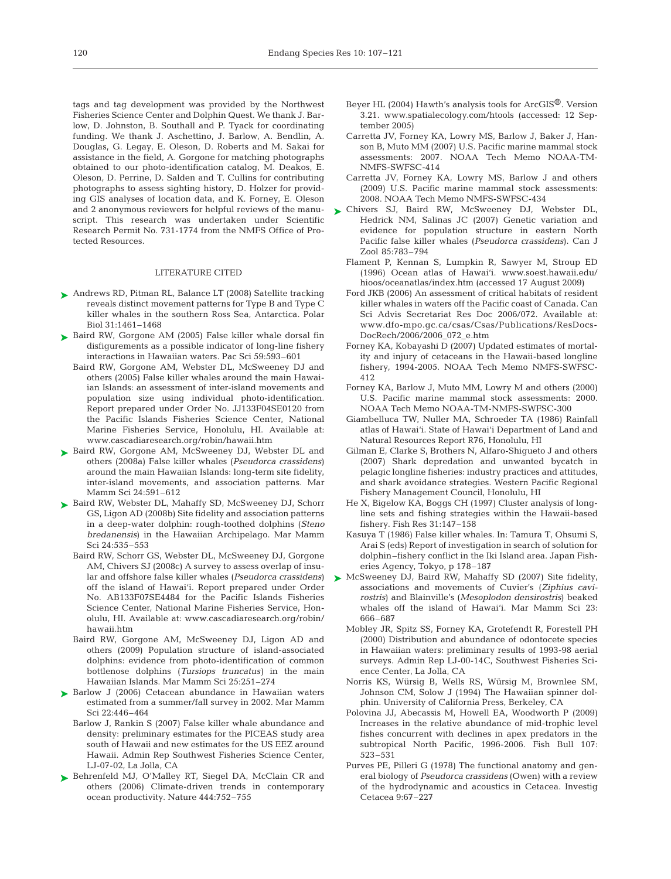tags and tag development was provided by the Northwest Fisheries Science Center and Dolphin Quest. We thank J. Barlow, D. Johnston, B. Southall and P. Tyack for coordinating funding. We thank J. Aschettino, J. Barlow, A. Bendlin, A. Douglas, G. Legay, E. Oleson, D. Roberts and M. Sakai for assistance in the field, A. Gorgone for matching photographs obtained to our photo-identification catalog, M. Deakos, E. Oleson, D. Perrine, D. Salden and T. Cullins for contributing photographs to assess sighting history, D. Holzer for providing GIS analyses of location data, and K. Forney, E. Oleson and 2 anonymous reviewers for helpful reviews of the manuscript. This research was undertaken under Scientific Research Permit No. 731-1774 from the NMFS Office of Protected Resources.

## LITERATURE CITED

- Andrews RD, Pitman RL, Balance LT (2008) Satellite tracking reveals distinct movement patterns for Type B and Type C killer whales in the southern Ross Sea, Antarctica. Polar Biol 31:1461–1468
- Baird RW, Gorgone AM (2005) False killer whale dorsal fin disfigurements as a possible indicator of long-line fishery interactions in Hawaiian waters. Pac Sci 59:593–601
- Baird RW, Gorgone AM, Webster DL, McSweeney DJ and others (2005) False killer whales around the main Hawaiian Islands: an assessment of inter-island movements and population size using individual photo-identification. Report prepared under Order No. JJ133F04SE0120 from the Pacific Islands Fisheries Science Center, National Marine Fisheries Service, Honolulu, HI. Available at: www.cascadiaresearch.org/robin/hawaii.htm
- Baird RW, Gorgone AM, McSweeney DJ, Webster DL and others (2008a) False killer whales (*Pseudorca crassidens*) around the main Hawaiian Islands: long-term site fidelity, inter-island movements, and association patterns. Mar Mamm Sci 24:591–612
- Baird RW, Webster DL, Mahaffy SD, McSweeney DJ, Schorr GS, Ligon AD (2008b) Site fidelity and association patterns in a deep-water dolphin: rough-toothed dolphins (*Steno bredanensis*) in the Hawaiian Archipelago. Mar Mamm Sci 24:535–553
- Baird RW, Schorr GS, Webster DL, McSweeney DJ, Gorgone AM, Chivers SJ (2008c) A survey to assess overlap of insular and offshore false killer whales (*Pseudorca crassidens*) off the island of Hawai'i. Report prepared under Order No. AB133F07SE4484 for the Pacific Islands Fisheries Science Center, National Marine Fisheries Service, Honolulu, HI. Available at: www.cascadiaresearch.org/robin/hawaii.htm
- Baird RW, Gorgone AM, McSweeney DJ, Ligon AD and others (2009) Population structure of island-associated dolphins: evidence from photo-identification of common bottlenose dolphins (*Tursiops truncatus*) in the main Hawaiian Islands. Mar Mamm Sci 25:251–274
- Barlow J (2006) Cetacean abundance in Hawaiian waters estimated from a summer/fall survey in 2002. Mar Mamm Sci 22:446–464
- Barlow J, Rankin S (2007) False killer whale abundance and density: preliminary estimates for the PICEAS study area south of Hawaii and new estimates for the US EEZ around Hawaii. Admin Rep Southwest Fisheries Science Center, LJ-07-02, La Jolla, CA
- Behrenfeld MJ, O'Malley RT, Siegel DA, McClain CR and others (2006) Climate-driven trends in contemporary ocean productivity. Nature 444:752–755
- Beyer HL (2004) Hawth's analysis tools for ArcGIS®. Version 3.21. www.spatialecology.com/htools (accessed: 12 September 2005)
- Carretta JV, Forney KA, Lowry MS, Barlow J, Baker J, Hanson B, Muto MM (2007) U.S. Pacific marine mammal stock assessments: 2007. NOAA Tech Memo NOAA-TM-NMFS-SWFSC-414
- Carretta JV, Forney KA, Lowry MS, Barlow J and others (2009) U.S. Pacific marine mammal stock assessments: 2008. NOAA Tech Memo NMFS-SWFSC-434
- Chivers SJ, Baird RW, McSweeney DJ, Webster DL, Hedrick NM, Salinas JC (2007) Genetic variation and evidence for population structure in eastern North Pacific false killer whales (*Pseudorca crassidens*). Can J Zool 85:783–794
- Flament P, Kennan S, Lumpkin R, Sawyer M, Stroup ED (1996) Ocean atlas of Hawai'i. www.soest.hawaii.edu/hioos/oceanatlas/index.htm (accessed 17 August 2009)
- Ford JKB (2006) An assessment of critical habitats of resident killer whales in waters off the Pacific coast of Canada. Can Sci Advis Secretariat Res Doc 2006/072. Available at: www.dfo-mpo.gc.ca/csas/Csas/Publications/ResDocs-DocRech/2006/2006_072_e.htm
- Forney KA, Kobayashi D (2007) Updated estimates of mortality and injury of cetaceans in the Hawaii-based longline fishery, 1994-2005. NOAA Tech Memo NMFS-SWFSC-412
- Forney KA, Barlow J, Muto MM, Lowry M and others (2000) U.S. Pacific marine mammal stock assessments: 2000. NOAA Tech Memo NOAA-TM-NMFS-SWFSC-300
- Giambelluca TW, Nuller MA, Schroeder TA (1986) Rainfall atlas of Hawai'i. State of Hawai'i Department of Land and Natural Resources Report R76, Honolulu, HI
- Gilman E, Clarke S, Brothers N, Alfaro-Shigueto J and others (2007) Shark depredation and unwanted bycatch in pelagic longline fisheries: industry practices and attitudes, and shark avoidance strategies. Western Pacific Regional Fishery Management Council, Honolulu, HI
- He X, Bigelow KA, Boggs CH (1997) Cluster analysis of longline sets and fishing strategies within the Hawaii-based fishery. Fish Res 31:147–158
- Kasuya T (1986) False killer whales. In: Tamura T, Ohsumi S, Arai S (eds) Report of investigation in search of solution for dolphin–fishery conflict in the Iki Island area. Japan Fisheries Agency, Tokyo, p 178–187
- McSweeney DJ, Baird RW, Mahaffy SD (2007) Site fidelity, associations and movements of Cuvier's (*Ziphius cavirostris*) and Blainville's (*Mesoplodon densirostris*) beaked whales off the island of Hawai'i. Mar Mamm Sci 23: 666–687
- Mobley JR, Spitz SS, Forney KA, Grotefendt R, Forestell PH (2000) Distribution and abundance of odontocete species in Hawaiian waters: preliminary results of 1993-98 aerial surveys. Admin Rep LJ-00-14C, Southwest Fisheries Science Center, La Jolla, CA
- Norris KS, Würsig B, Wells RS, Würsig M, Brownlee SM, Johnson CM, Solow J (1994) The Hawaiian spinner dolphin. University of California Press, Berkeley, CA
- Polovina JJ, Abecassis M, Howell EA, Woodworth P (2009) Increases in the relative abundance of mid-trophic level fishes concurrent with declines in apex predators in the subtropical North Pacific, 1996-2006. Fish Bull 107: 523–531
- Purves PE, Pilleri G (1978) The functional anatomy and general biology of *Pseudorca crassidens* (Owen) with a review of the hydrodynamic and acoustics in Cetacea. Investig Cetacea 9:67–227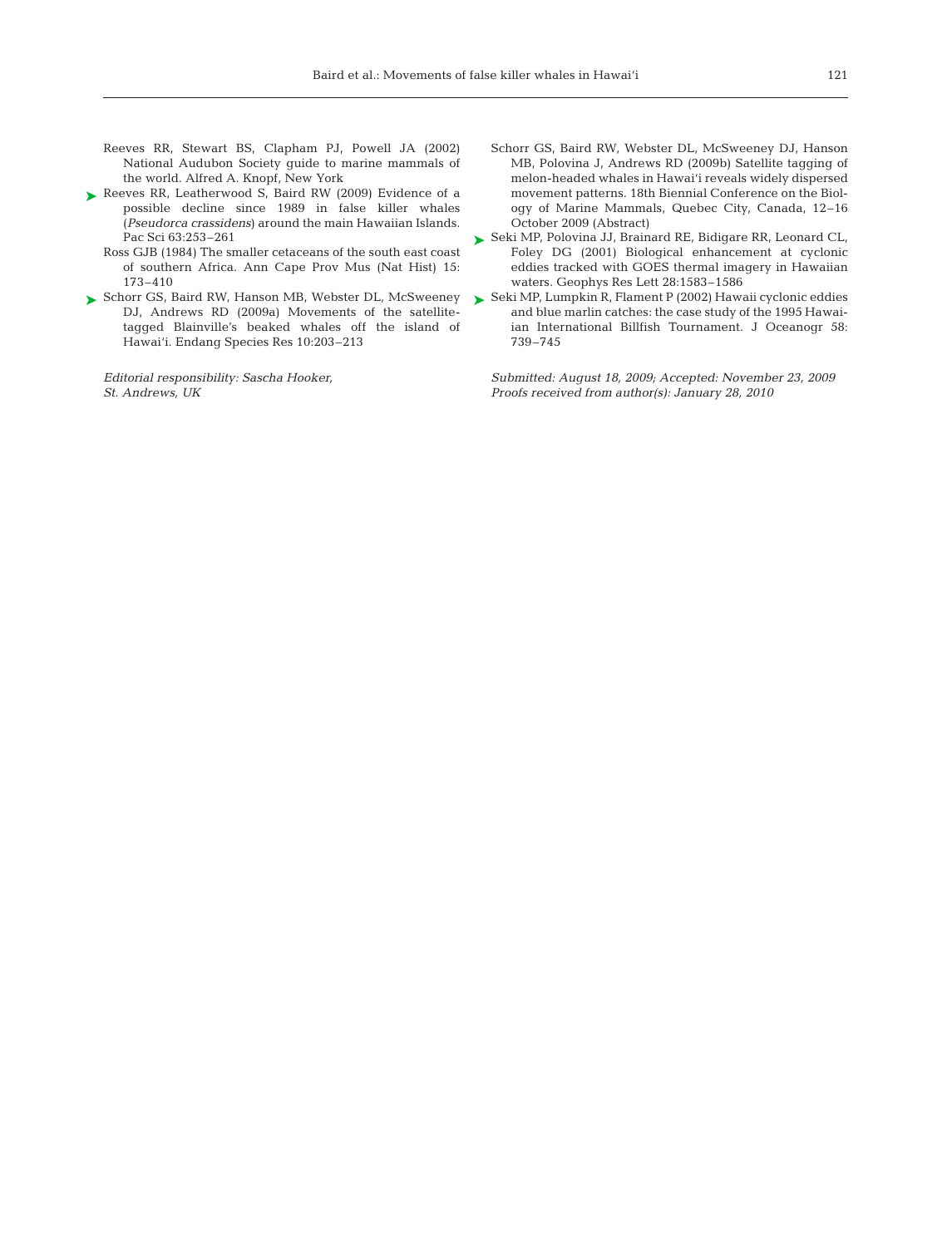Reeves RR, Stewart BS, Clapham PJ, Powell JA (2002) National Audubon Society guide to marine mammals of the world. Alfred A. Knopf, New York

Reeves RR, Leatherwood S, Baird RW (2009) Evidence of a possible decline since 1989 in false killer whales (*Pseudorca crassidens*) around the main Hawaiian Islands. Pac Sci 63:253–261

Ross GJB (1984) The smaller cetaceans of the south east coast of southern Africa. Ann Cape Prov Mus (Nat Hist) 15: 173–410

Schorr GS, Baird RW, Hanson MB, Webster DL, McSweeney DJ, Andrews RD (2009a) Movements of the satellite-tagged Blainville's beaked whales off the island of Hawai'i. Endang Species Res 10:203–213

Schorr GS, Baird RW, Webster DL, McSweeney DJ, Hanson MB, Polovina J, Andrews RD (2009b) Satellite tagging of melon-headed whales in Hawai'i reveals widely dispersed movement patterns. 18th Biennial Conference on the Biology of Marine Mammals, Quebec City, Canada, 12–16 October 2009 (Abstract)

Seki MP, Polovina JJ, Brainard RE, Bidigare RR, Leonard CL, Foley DG (2001) Biological enhancement at cyclonic eddies tracked with GOES thermal imagery in Hawaiian waters. Geophys Res Lett 28:1583–1586

Seki MP, Lumpkin R, Flament P (2002) Hawaii cyclonic eddies and blue marlin catches: the case study of the 1995 Hawaiian International Billfish Tournament. J Oceanogr 58: 739–745

*Editorial responsibility: Sascha Hooker, St. Andrews, UK*

*Submitted: August 18, 2009; Accepted: November 23, 2009*
*Proofs received from author(s): January 28, 2010*